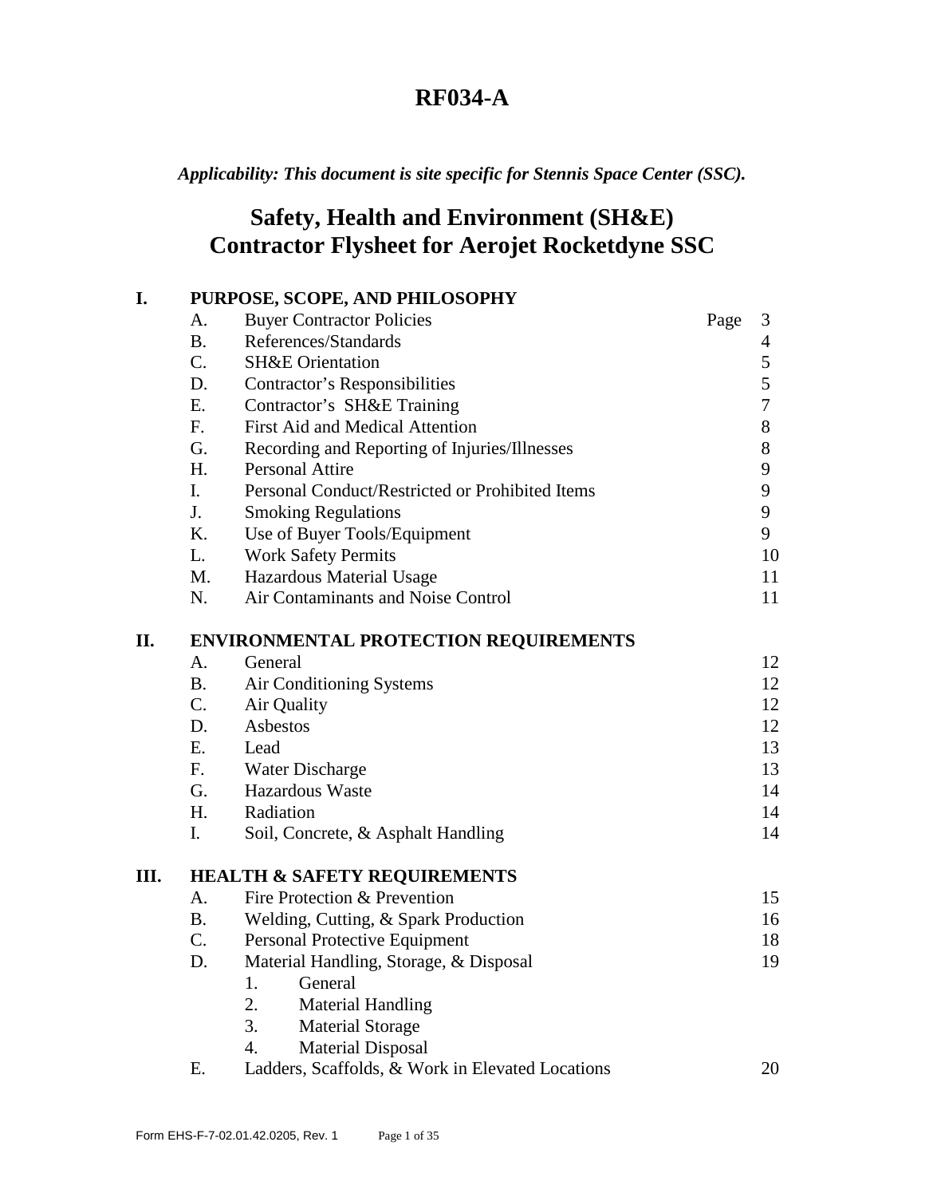# RF034-A

***Applicability: This document is site specific for Stennis Space Center (SSC).***

# Safety, Health and Environment (SH&E) Contractor Flysheet for Aerojet Rocketdyne SSC

| | | | Page |
|---|---|---|---|
| **I.** | **PURPOSE, SCOPE, AND PHILOSOPHY** | | |
| | A. | Buyer Contractor Policies | 3 |
| | B. | References/Standards | 4 |
| | C. | SH&E Orientation | 5 |
| | D. | Contractor's Responsibilities | 5 |
| | E. | Contractor's SH&E Training | 7 |
| | F. | First Aid and Medical Attention | 8 |
| | G. | Recording and Reporting of Injuries/Illnesses | 8 |
| | H. | Personal Attire | 9 |
| | I. | Personal Conduct/Restricted or Prohibited Items | 9 |
| | J. | Smoking Regulations | 9 |
| | K. | Use of Buyer Tools/Equipment | 9 |
| | L. | Work Safety Permits | 10 |
| | M. | Hazardous Material Usage | 11 |
| | N. | Air Contaminants and Noise Control | 11 |
| **II.** | **ENVIRONMENTAL PROTECTION REQUIREMENTS** | | |
| | A. | General | 12 |
| | B. | Air Conditioning Systems | 12 |
| | C. | Air Quality | 12 |
| | D. | Asbestos | 12 |
| | E. | Lead | 13 |
| | F. | Water Discharge | 13 |
| | G. | Hazardous Waste | 14 |
| | H. | Radiation | 14 |
| | I. | Soil, Concrete, & Asphalt Handling | 14 |
| **III.** | **HEALTH & SAFETY REQUIREMENTS** | | |
| | A. | Fire Protection & Prevention | 15 |
| | B. | Welding, Cutting, & Spark Production | 16 |
| | C. | Personal Protective Equipment | 18 |
| | D. | Material Handling, Storage, & Disposal | 19 |
| | | 1. General | |
| | | 2. Material Handling | |
| | | 3. Material Storage | |
| | | 4. Material Disposal | |
| | E. | Ladders, Scaffolds, & Work in Elevated Locations | 20 |

Form EHS-F-7-02.01.42.0205, Rev. 1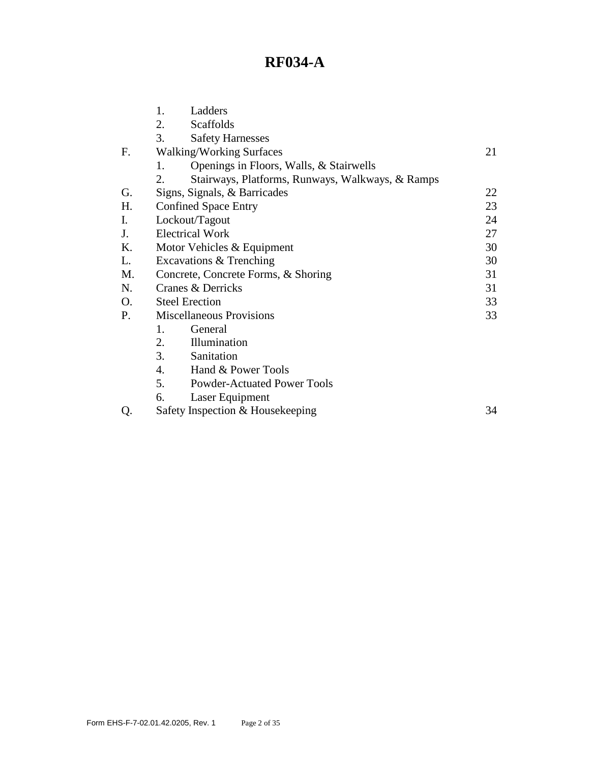# RF034-A

| | | |
|---|---|---|
| | 1. Ladders | |
| | 2. Scaffolds | |
| | 3. Safety Harnesses | |
| F. | Walking/Working Surfaces | 21 |
| | 1. Openings in Floors, Walls, & Stairwells | |
| | 2. Stairways, Platforms, Runways, Walkways, & Ramps | |
| G. | Signs, Signals, & Barricades | 22 |
| H. | Confined Space Entry | 23 |
| I. | Lockout/Tagout | 24 |
| J. | Electrical Work | 27 |
| K. | Motor Vehicles & Equipment | 30 |
| L. | Excavations & Trenching | 30 |
| M. | Concrete, Concrete Forms, & Shoring | 31 |
| N. | Cranes & Derricks | 31 |
| O. | Steel Erection | 33 |
| P. | Miscellaneous Provisions | 33 |
| | 1. General | |
| | 2. Illumination | |
| | 3. Sanitation | |
| | 4. Hand & Power Tools | |
| | 5. Powder-Actuated Power Tools | |
| | 6. Laser Equipment | |
| Q. | Safety Inspection & Housekeeping | 34 |

Form EHS-F-7-02.01.42.0205, Rev. 1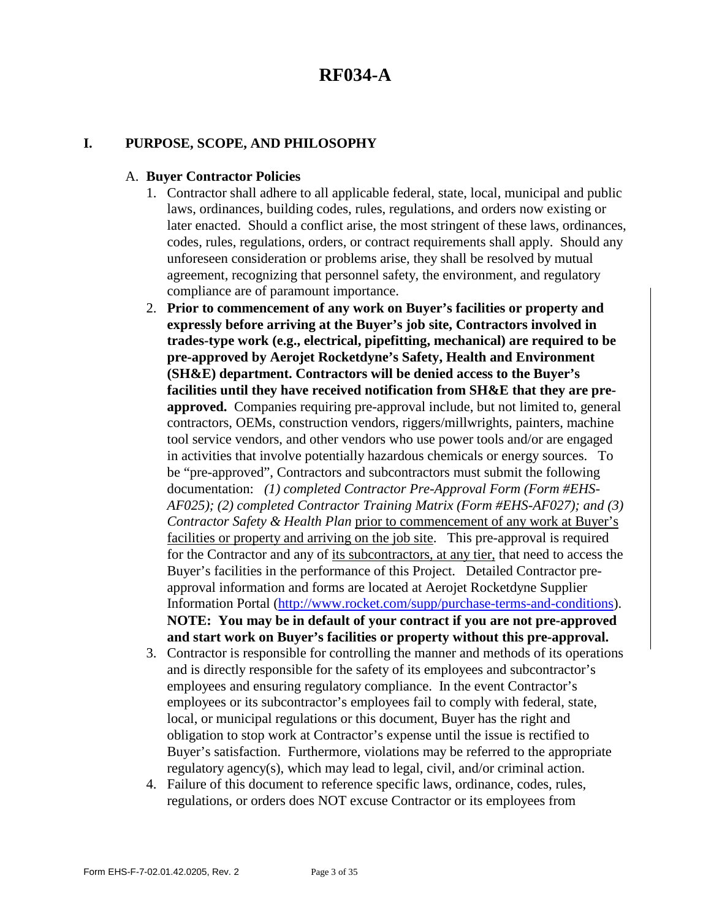# RF034-A

## I. PURPOSE, SCOPE, AND PHILOSOPHY

### A. Buyer Contractor Policies

1. Contractor shall adhere to all applicable federal, state, local, municipal and public laws, ordinances, building codes, rules, regulations, and orders now existing or later enacted. Should a conflict arise, the most stringent of these laws, ordinances, codes, rules, regulations, orders, or contract requirements shall apply. Should any unforeseen consideration or problems arise, they shall be resolved by mutual agreement, recognizing that personnel safety, the environment, and regulatory compliance are of paramount importance.
2. **Prior to commencement of any work on Buyer's facilities or property and expressly before arriving at the Buyer's job site, Contractors involved in trades-type work (e.g., electrical, pipefitting, mechanical) are required to be pre-approved by Aerojet Rocketdyne's Safety, Health and Environment (SH&E) department. Contractors will be denied access to the Buyer's facilities until they have received notification from SH&E that they are pre-approved.** Companies requiring pre-approval include, but not limited to, general contractors, OEMs, construction vendors, riggers/millwrights, painters, machine tool service vendors, and other vendors who use power tools and/or are engaged in activities that involve potentially hazardous chemicals or energy sources. To be "pre-approved", Contractors and subcontractors must submit the following documentation: *(1) completed Contractor Pre-Approval Form (Form #EHS-AF025); (2) completed Contractor Training Matrix (Form #EHS-AF027); and (3) Contractor Safety & Health Plan* prior to commencement of any work at Buyer's facilities or property and arriving on the job site. This pre-approval is required for the Contractor and any of its subcontractors, at any tier, that need to access the Buyer's facilities in the performance of this Project. Detailed Contractor pre-approval information and forms are located at Aerojet Rocketdyne Supplier Information Portal ([http://www.rocket.com/supp/purchase-terms-and-conditions](http://www.rocket.com/supp/purchase-terms-and-conditions)). **NOTE: You may be in default of your contract if you are not pre-approved and start work on Buyer's facilities or property without this pre-approval.**
3. Contractor is responsible for controlling the manner and methods of its operations and is directly responsible for the safety of its employees and subcontractor's employees and ensuring regulatory compliance. In the event Contractor's employees or its subcontractor's employees fail to comply with federal, state, local, or municipal regulations or this document, Buyer has the right and obligation to stop work at Contractor's expense until the issue is rectified to Buyer's satisfaction. Furthermore, violations may be referred to the appropriate regulatory agency(s), which may lead to legal, civil, and/or criminal action.
4. Failure of this document to reference specific laws, ordinance, codes, rules, regulations, or orders does NOT excuse Contractor or its employees from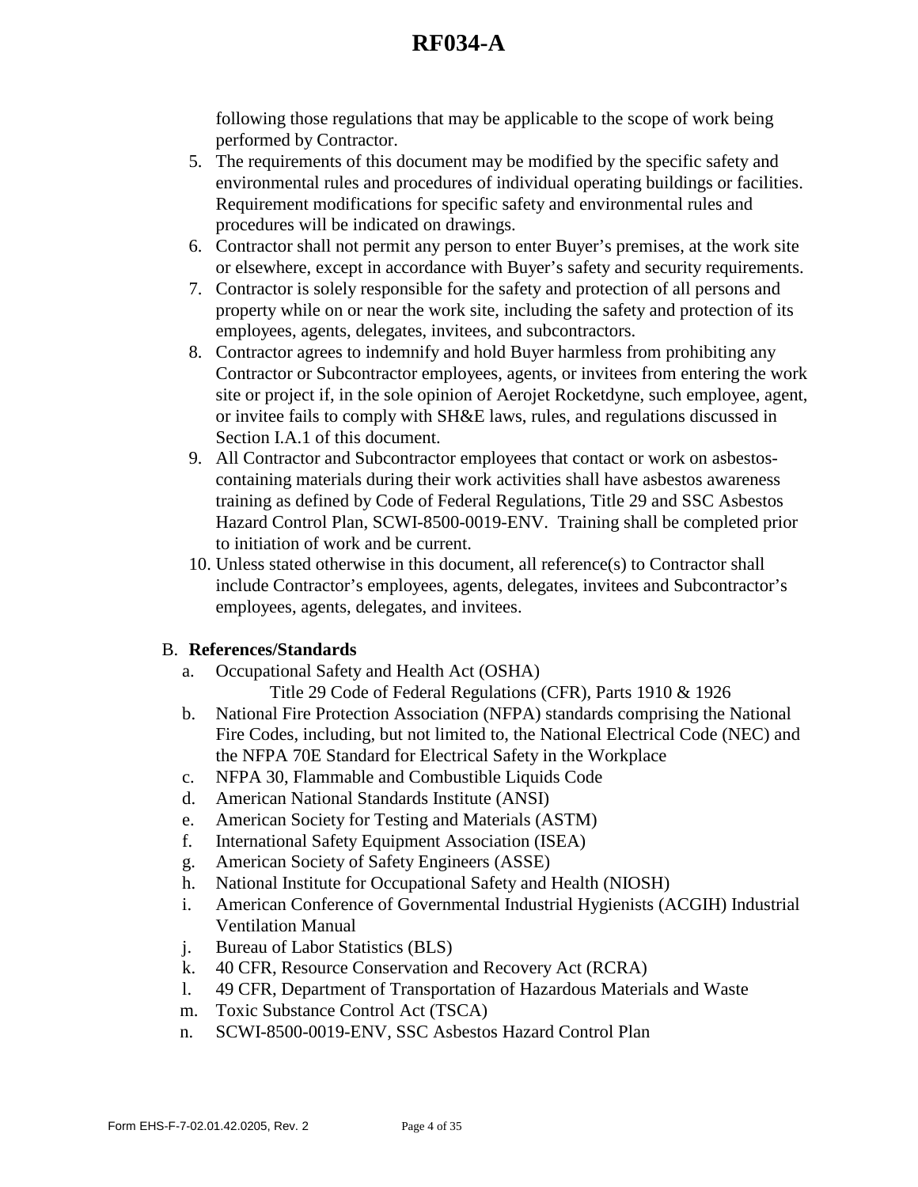following those regulations that may be applicable to the scope of work being performed by Contractor.

5. The requirements of this document may be modified by the specific safety and environmental rules and procedures of individual operating buildings or facilities. Requirement modifications for specific safety and environmental rules and procedures will be indicated on drawings.
6. Contractor shall not permit any person to enter Buyer's premises, at the work site or elsewhere, except in accordance with Buyer's safety and security requirements.
7. Contractor is solely responsible for the safety and protection of all persons and property while on or near the work site, including the safety and protection of its employees, agents, delegates, invitees, and subcontractors.
8. Contractor agrees to indemnify and hold Buyer harmless from prohibiting any Contractor or Subcontractor employees, agents, or invitees from entering the work site or project if, in the sole opinion of Aerojet Rocketdyne, such employee, agent, or invitee fails to comply with SH&E laws, rules, and regulations discussed in Section I.A.1 of this document.
9. All Contractor and Subcontractor employees that contact or work on asbestos-containing materials during their work activities shall have asbestos awareness training as defined by Code of Federal Regulations, Title 29 and SSC Asbestos Hazard Control Plan, SCWI-8500-0019-ENV. Training shall be completed prior to initiation of work and be current.
10. Unless stated otherwise in this document, all reference(s) to Contractor shall include Contractor's employees, agents, delegates, invitees and Subcontractor's employees, agents, delegates, and invitees.

B. **References/Standards**

a. Occupational Safety and Health Act (OSHA)
   Title 29 Code of Federal Regulations (CFR), Parts 1910 & 1926
b. National Fire Protection Association (NFPA) standards comprising the National Fire Codes, including, but not limited to, the National Electrical Code (NEC) and the NFPA 70E Standard for Electrical Safety in the Workplace
c. NFPA 30, Flammable and Combustible Liquids Code
d. American National Standards Institute (ANSI)
e. American Society for Testing and Materials (ASTM)
f. International Safety Equipment Association (ISEA)
g. American Society of Safety Engineers (ASSE)
h. National Institute for Occupational Safety and Health (NIOSH)
i. American Conference of Governmental Industrial Hygienists (ACGIH) Industrial Ventilation Manual
j. Bureau of Labor Statistics (BLS)
k. 40 CFR, Resource Conservation and Recovery Act (RCRA)
l. 49 CFR, Department of Transportation of Hazardous Materials and Waste
m. Toxic Substance Control Act (TSCA)
n. SCWI-8500-0019-ENV, SSC Asbestos Hazard Control Plan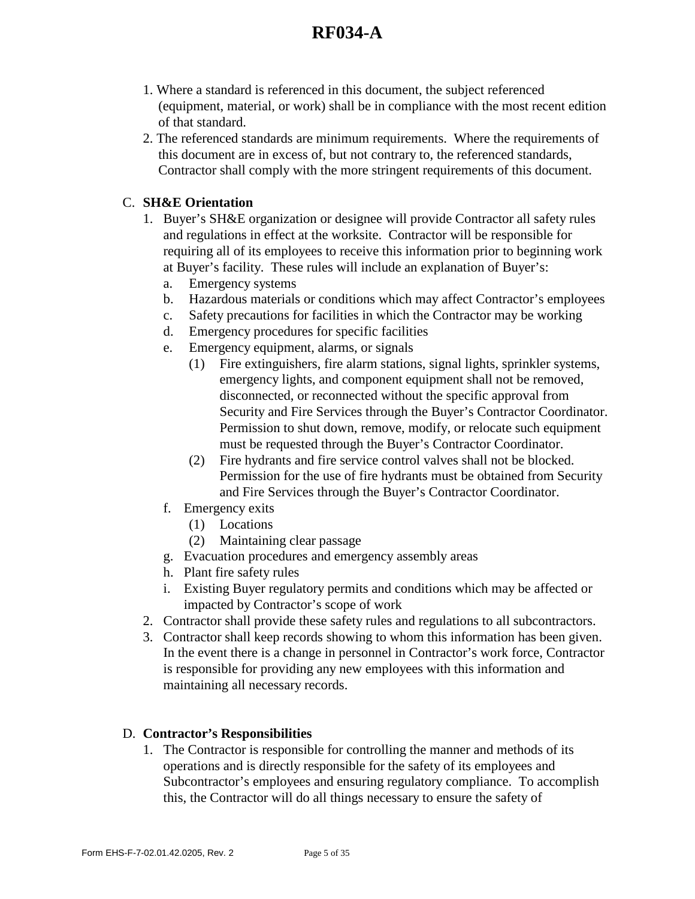1. Where a standard is referenced in this document, the subject referenced (equipment, material, or work) shall be in compliance with the most recent edition of that standard.
2. The referenced standards are minimum requirements. Where the requirements of this document are in excess of, but not contrary to, the referenced standards, Contractor shall comply with the more stringent requirements of this document.

C. **SH&E Orientation**

1. Buyer's SH&E organization or designee will provide Contractor all safety rules and regulations in effect at the worksite. Contractor will be responsible for requiring all of its employees to receive this information prior to beginning work at Buyer's facility. These rules will include an explanation of Buyer's:
   a. Emergency systems
   b. Hazardous materials or conditions which may affect Contractor's employees
   c. Safety precautions for facilities in which the Contractor may be working
   d. Emergency procedures for specific facilities
   e. Emergency equipment, alarms, or signals
      (1) Fire extinguishers, fire alarm stations, signal lights, sprinkler systems, emergency lights, and component equipment shall not be removed, disconnected, or reconnected without the specific approval from Security and Fire Services through the Buyer's Contractor Coordinator. Permission to shut down, remove, modify, or relocate such equipment must be requested through the Buyer's Contractor Coordinator.
      (2) Fire hydrants and fire service control valves shall not be blocked. Permission for the use of fire hydrants must be obtained from Security and Fire Services through the Buyer's Contractor Coordinator.
   f. Emergency exits
      (1) Locations
      (2) Maintaining clear passage
   g. Evacuation procedures and emergency assembly areas
   h. Plant fire safety rules
   i. Existing Buyer regulatory permits and conditions which may be affected or impacted by Contractor's scope of work
2. Contractor shall provide these safety rules and regulations to all subcontractors.
3. Contractor shall keep records showing to whom this information has been given. In the event there is a change in personnel in Contractor's work force, Contractor is responsible for providing any new employees with this information and maintaining all necessary records.

D. **Contractor's Responsibilities**

1. The Contractor is responsible for controlling the manner and methods of its operations and is directly responsible for the safety of its employees and Subcontractor's employees and ensuring regulatory compliance. To accomplish this, the Contractor will do all things necessary to ensure the safety of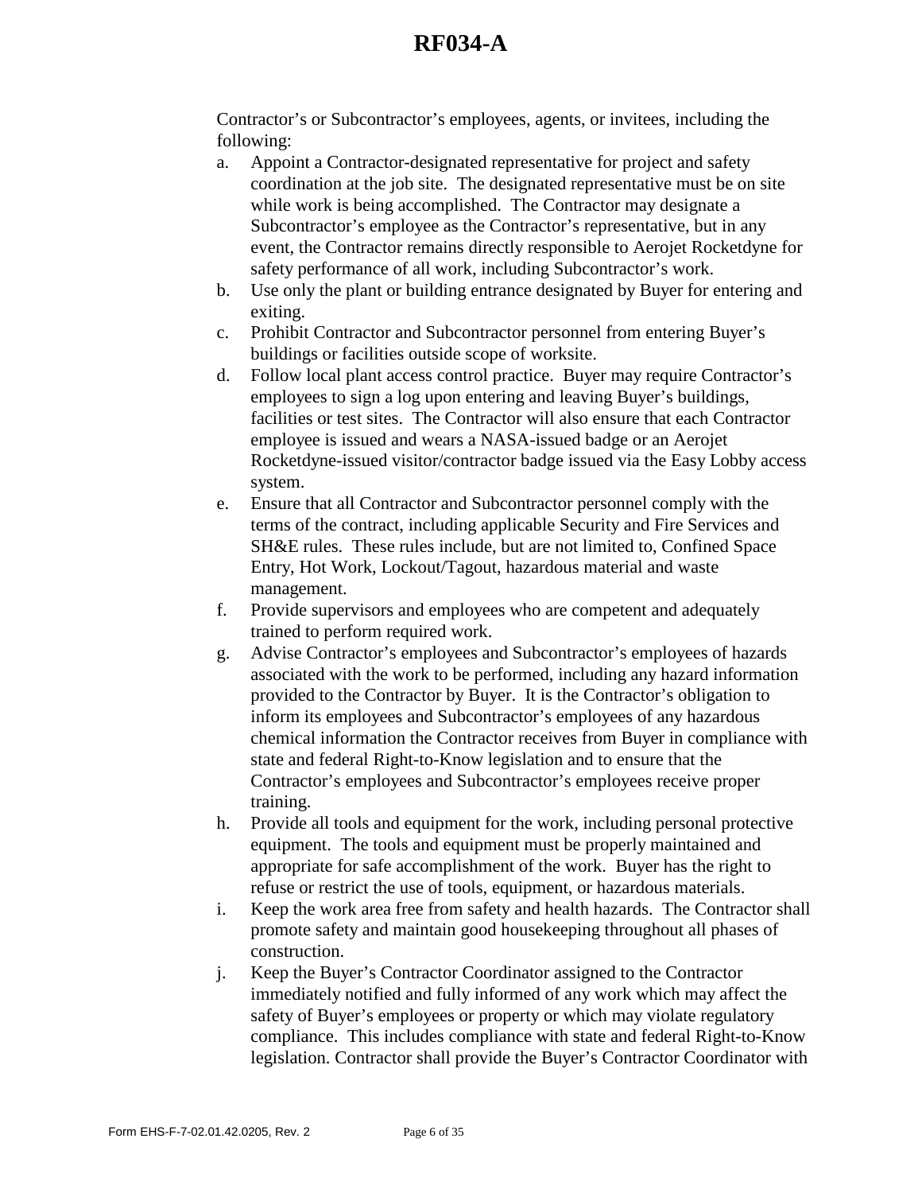Contractor’s or Subcontractor’s employees, agents, or invitees, including the following:

a. Appoint a Contractor-designated representative for project and safety coordination at the job site. The designated representative must be on site while work is being accomplished. The Contractor may designate a Subcontractor’s employee as the Contractor’s representative, but in any event, the Contractor remains directly responsible to Aerojet Rocketdyne for safety performance of all work, including Subcontractor’s work.
b. Use only the plant or building entrance designated by Buyer for entering and exiting.
c. Prohibit Contractor and Subcontractor personnel from entering Buyer’s buildings or facilities outside scope of worksite.
d. Follow local plant access control practice. Buyer may require Contractor’s employees to sign a log upon entering and leaving Buyer’s buildings, facilities or test sites. The Contractor will also ensure that each Contractor employee is issued and wears a NASA-issued badge or an Aerojet Rocketdyne-issued visitor/contractor badge issued via the Easy Lobby access system.
e. Ensure that all Contractor and Subcontractor personnel comply with the terms of the contract, including applicable Security and Fire Services and SH&E rules. These rules include, but are not limited to, Confined Space Entry, Hot Work, Lockout/Tagout, hazardous material and waste management.
f. Provide supervisors and employees who are competent and adequately trained to perform required work.
g. Advise Contractor’s employees and Subcontractor’s employees of hazards associated with the work to be performed, including any hazard information provided to the Contractor by Buyer. It is the Contractor’s obligation to inform its employees and Subcontractor’s employees of any hazardous chemical information the Contractor receives from Buyer in compliance with state and federal Right-to-Know legislation and to ensure that the Contractor’s employees and Subcontractor’s employees receive proper training.
h. Provide all tools and equipment for the work, including personal protective equipment. The tools and equipment must be properly maintained and appropriate for safe accomplishment of the work. Buyer has the right to refuse or restrict the use of tools, equipment, or hazardous materials.
i. Keep the work area free from safety and health hazards. The Contractor shall promote safety and maintain good housekeeping throughout all phases of construction.
j. Keep the Buyer’s Contractor Coordinator assigned to the Contractor immediately notified and fully informed of any work which may affect the safety of Buyer’s employees or property or which may violate regulatory compliance. This includes compliance with state and federal Right-to-Know legislation. Contractor shall provide the Buyer’s Contractor Coordinator with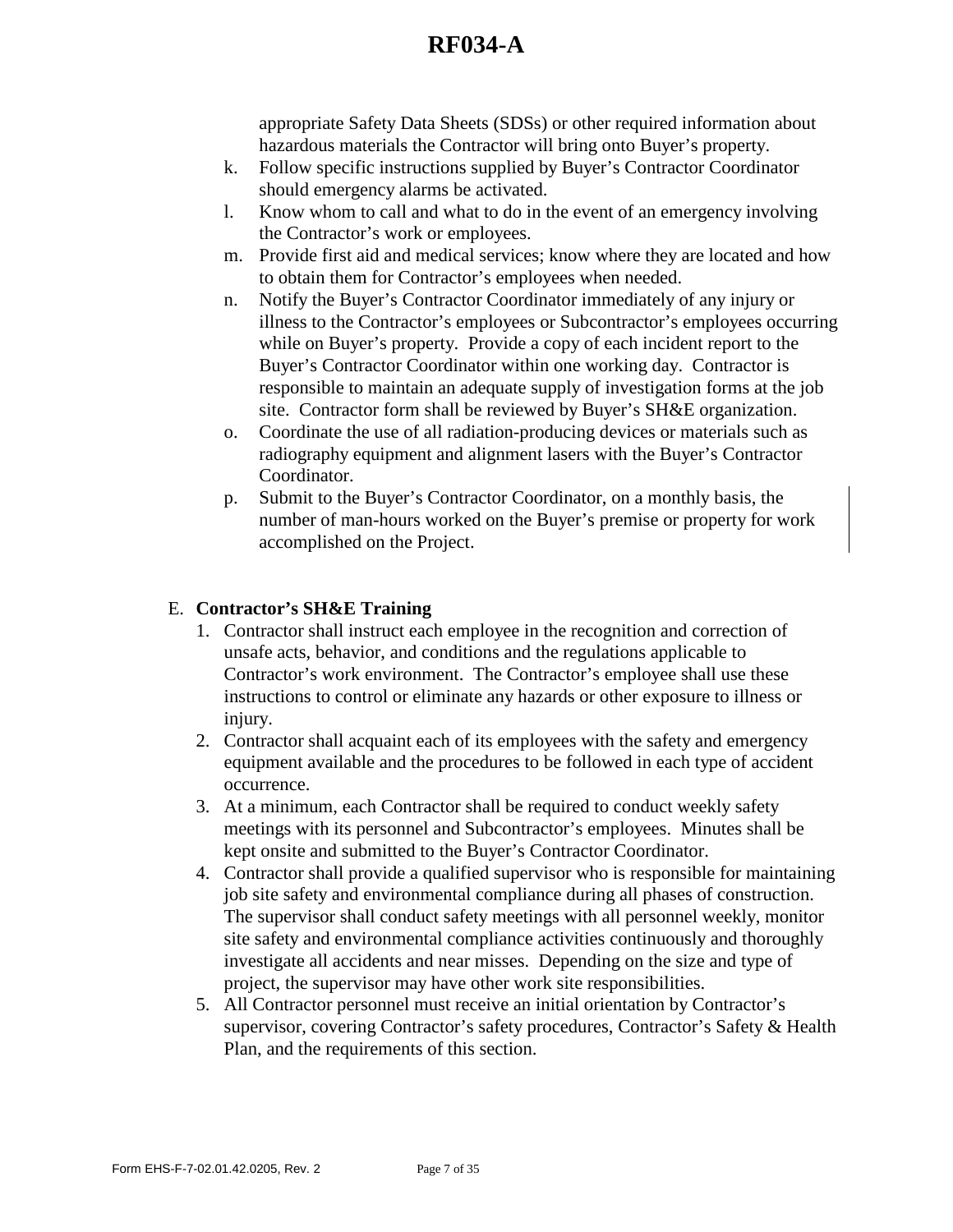appropriate Safety Data Sheets (SDSs) or other required information about hazardous materials the Contractor will bring onto Buyer's property.

k. Follow specific instructions supplied by Buyer's Contractor Coordinator should emergency alarms be activated.

l. Know whom to call and what to do in the event of an emergency involving the Contractor's work or employees.

m. Provide first aid and medical services; know where they are located and how to obtain them for Contractor's employees when needed.

n. Notify the Buyer's Contractor Coordinator immediately of any injury or illness to the Contractor's employees or Subcontractor's employees occurring while on Buyer's property. Provide a copy of each incident report to the Buyer's Contractor Coordinator within one working day. Contractor is responsible to maintain an adequate supply of investigation forms at the job site. Contractor form shall be reviewed by Buyer's SH&E organization.

o. Coordinate the use of all radiation-producing devices or materials such as radiography equipment and alignment lasers with the Buyer's Contractor Coordinator.

p. Submit to the Buyer's Contractor Coordinator, on a monthly basis, the number of man-hours worked on the Buyer's premise or property for work accomplished on the Project.

E. **Contractor's SH&E Training**

1. Contractor shall instruct each employee in the recognition and correction of unsafe acts, behavior, and conditions and the regulations applicable to Contractor's work environment. The Contractor's employee shall use these instructions to control or eliminate any hazards or other exposure to illness or injury.
2. Contractor shall acquaint each of its employees with the safety and emergency equipment available and the procedures to be followed in each type of accident occurrence.
3. At a minimum, each Contractor shall be required to conduct weekly safety meetings with its personnel and Subcontractor's employees. Minutes shall be kept onsite and submitted to the Buyer's Contractor Coordinator.
4. Contractor shall provide a qualified supervisor who is responsible for maintaining job site safety and environmental compliance during all phases of construction. The supervisor shall conduct safety meetings with all personnel weekly, monitor site safety and environmental compliance activities continuously and thoroughly investigate all accidents and near misses. Depending on the size and type of project, the supervisor may have other work site responsibilities.
5. All Contractor personnel must receive an initial orientation by Contractor's supervisor, covering Contractor's safety procedures, Contractor's Safety & Health Plan, and the requirements of this section.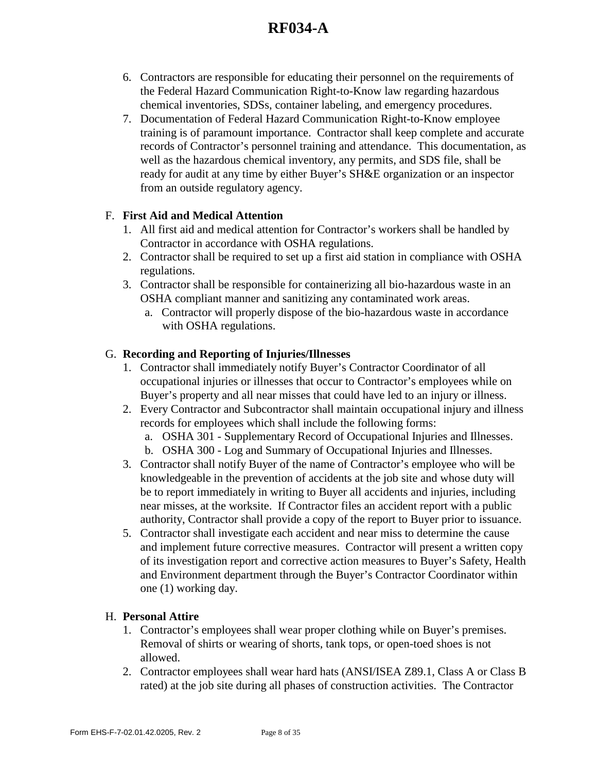6. Contractors are responsible for educating their personnel on the requirements of the Federal Hazard Communication Right-to-Know law regarding hazardous chemical inventories, SDSs, container labeling, and emergency procedures.
7. Documentation of Federal Hazard Communication Right-to-Know employee training is of paramount importance. Contractor shall keep complete and accurate records of Contractor's personnel training and attendance. This documentation, as well as the hazardous chemical inventory, any permits, and SDS file, shall be ready for audit at any time by either Buyer's SH&E organization or an inspector from an outside regulatory agency.

F. **First Aid and Medical Attention**

1. All first aid and medical attention for Contractor's workers shall be handled by Contractor in accordance with OSHA regulations.
2. Contractor shall be required to set up a first aid station in compliance with OSHA regulations.
3. Contractor shall be responsible for containerizing all bio-hazardous waste in an OSHA compliant manner and sanitizing any contaminated work areas.
   a. Contractor will properly dispose of the bio-hazardous waste in accordance with OSHA regulations.

G. **Recording and Reporting of Injuries/Illnesses**

1. Contractor shall immediately notify Buyer's Contractor Coordinator of all occupational injuries or illnesses that occur to Contractor's employees while on Buyer's property and all near misses that could have led to an injury or illness.
2. Every Contractor and Subcontractor shall maintain occupational injury and illness records for employees which shall include the following forms:
   a. OSHA 301 - Supplementary Record of Occupational Injuries and Illnesses.
   b. OSHA 300 - Log and Summary of Occupational Injuries and Illnesses.
3. Contractor shall notify Buyer of the name of Contractor's employee who will be knowledgeable in the prevention of accidents at the job site and whose duty will be to report immediately in writing to Buyer all accidents and injuries, including near misses, at the worksite. If Contractor files an accident report with a public authority, Contractor shall provide a copy of the report to Buyer prior to issuance.

5. Contractor shall investigate each accident and near miss to determine the cause and implement future corrective measures. Contractor will present a written copy of its investigation report and corrective action measures to Buyer's Safety, Health and Environment department through the Buyer's Contractor Coordinator within one (1) working day.

H. **Personal Attire**

1. Contractor's employees shall wear proper clothing while on Buyer's premises. Removal of shirts or wearing of shorts, tank tops, or open-toed shoes is not allowed.
2. Contractor employees shall wear hard hats (ANSI/ISEA Z89.1, Class A or Class B rated) at the job site during all phases of construction activities. The Contractor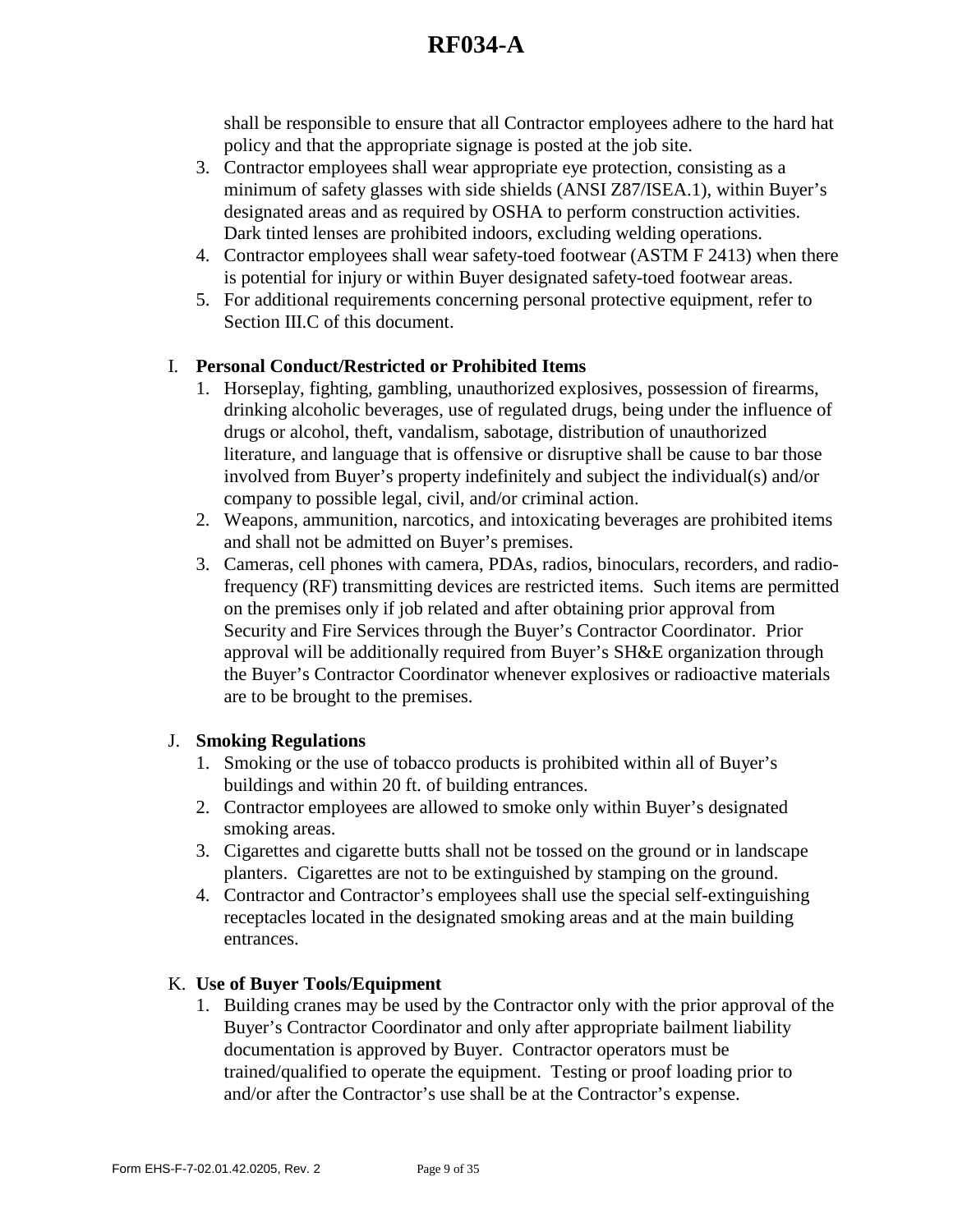shall be responsible to ensure that all Contractor employees adhere to the hard hat policy and that the appropriate signage is posted at the job site.

3. Contractor employees shall wear appropriate eye protection, consisting as a minimum of safety glasses with side shields (ANSI Z87/ISEA.1), within Buyer's designated areas and as required by OSHA to perform construction activities. Dark tinted lenses are prohibited indoors, excluding welding operations.
4. Contractor employees shall wear safety-toed footwear (ASTM F 2413) when there is potential for injury or within Buyer designated safety-toed footwear areas.
5. For additional requirements concerning personal protective equipment, refer to Section III.C of this document.

I. **Personal Conduct/Restricted or Prohibited Items**

1. Horseplay, fighting, gambling, unauthorized explosives, possession of firearms, drinking alcoholic beverages, use of regulated drugs, being under the influence of drugs or alcohol, theft, vandalism, sabotage, distribution of unauthorized literature, and language that is offensive or disruptive shall be cause to bar those involved from Buyer's property indefinitely and subject the individual(s) and/or company to possible legal, civil, and/or criminal action.
2. Weapons, ammunition, narcotics, and intoxicating beverages are prohibited items and shall not be admitted on Buyer's premises.
3. Cameras, cell phones with camera, PDAs, radios, binoculars, recorders, and radio-frequency (RF) transmitting devices are restricted items. Such items are permitted on the premises only if job related and after obtaining prior approval from Security and Fire Services through the Buyer's Contractor Coordinator. Prior approval will be additionally required from Buyer's SH&E organization through the Buyer's Contractor Coordinator whenever explosives or radioactive materials are to be brought to the premises.

J. **Smoking Regulations**

1. Smoking or the use of tobacco products is prohibited within all of Buyer's buildings and within 20 ft. of building entrances.
2. Contractor employees are allowed to smoke only within Buyer's designated smoking areas.
3. Cigarettes and cigarette butts shall not be tossed on the ground or in landscape planters. Cigarettes are not to be extinguished by stamping on the ground.
4. Contractor and Contractor's employees shall use the special self-extinguishing receptacles located in the designated smoking areas and at the main building entrances.

K. **Use of Buyer Tools/Equipment**

1. Building cranes may be used by the Contractor only with the prior approval of the Buyer's Contractor Coordinator and only after appropriate bailment liability documentation is approved by Buyer. Contractor operators must be trained/qualified to operate the equipment. Testing or proof loading prior to and/or after the Contractor's use shall be at the Contractor's expense.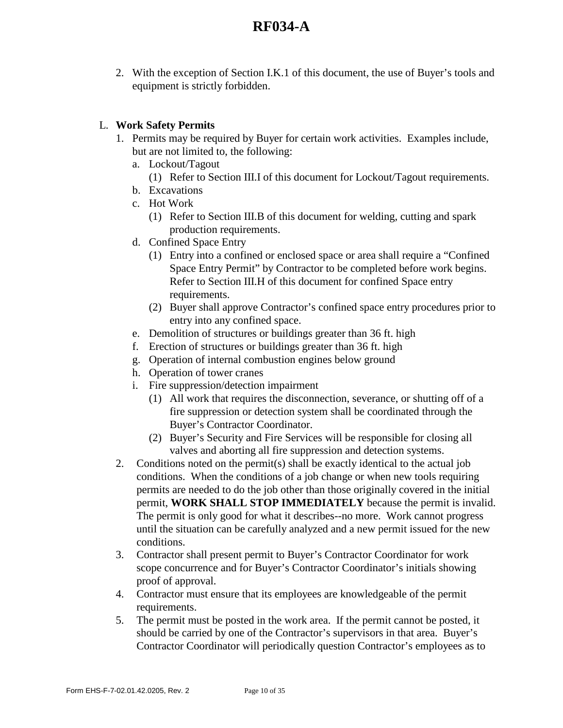2. With the exception of Section I.K.1 of this document, the use of Buyer's tools and equipment is strictly forbidden.

L. **Work Safety Permits**

1. Permits may be required by Buyer for certain work activities. Examples include, but are not limited to, the following:
   a. Lockout/Tagout
      (1) Refer to Section III.I of this document for Lockout/Tagout requirements.
   b. Excavations
   c. Hot Work
      (1) Refer to Section III.B of this document for welding, cutting and spark production requirements.
   d. Confined Space Entry
      (1) Entry into a confined or enclosed space or area shall require a "Confined Space Entry Permit" by Contractor to be completed before work begins. Refer to Section III.H of this document for confined Space entry requirements.
      (2) Buyer shall approve Contractor's confined space entry procedures prior to entry into any confined space.
   e. Demolition of structures or buildings greater than 36 ft. high
   f. Erection of structures or buildings greater than 36 ft. high
   g. Operation of internal combustion engines below ground
   h. Operation of tower cranes
   i. Fire suppression/detection impairment
      (1) All work that requires the disconnection, severance, or shutting off of a fire suppression or detection system shall be coordinated through the Buyer's Contractor Coordinator.
      (2) Buyer's Security and Fire Services will be responsible for closing all valves and aborting all fire suppression and detection systems.
2. Conditions noted on the permit(s) shall be exactly identical to the actual job conditions. When the conditions of a job change or when new tools requiring permits are needed to do the job other than those originally covered in the initial permit, **WORK SHALL STOP IMMEDIATELY** because the permit is invalid. The permit is only good for what it describes--no more. Work cannot progress until the situation can be carefully analyzed and a new permit issued for the new conditions.
3. Contractor shall present permit to Buyer's Contractor Coordinator for work scope concurrence and for Buyer's Contractor Coordinator's initials showing proof of approval.
4. Contractor must ensure that its employees are knowledgeable of the permit requirements.
5. The permit must be posted in the work area. If the permit cannot be posted, it should be carried by one of the Contractor's supervisors in that area. Buyer's Contractor Coordinator will periodically question Contractor's employees as to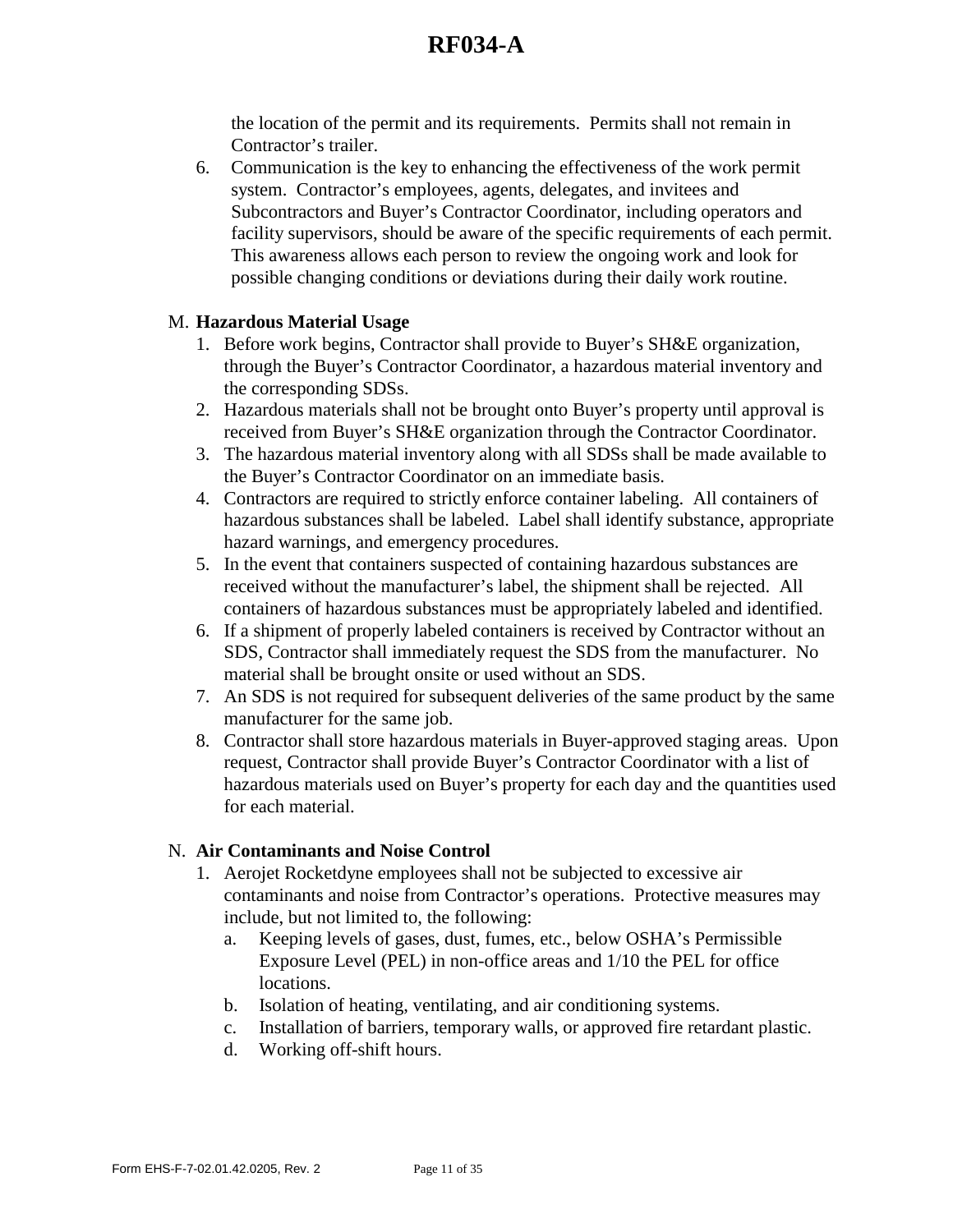the location of the permit and its requirements. Permits shall not remain in Contractor's trailer.

6. Communication is the key to enhancing the effectiveness of the work permit system. Contractor's employees, agents, delegates, and invitees and Subcontractors and Buyer's Contractor Coordinator, including operators and facility supervisors, should be aware of the specific requirements of each permit. This awareness allows each person to review the ongoing work and look for possible changing conditions or deviations during their daily work routine.

M. **Hazardous Material Usage**

1. Before work begins, Contractor shall provide to Buyer's SH&E organization, through the Buyer's Contractor Coordinator, a hazardous material inventory and the corresponding SDSs.
2. Hazardous materials shall not be brought onto Buyer's property until approval is received from Buyer's SH&E organization through the Contractor Coordinator.
3. The hazardous material inventory along with all SDSs shall be made available to the Buyer's Contractor Coordinator on an immediate basis.
4. Contractors are required to strictly enforce container labeling. All containers of hazardous substances shall be labeled. Label shall identify substance, appropriate hazard warnings, and emergency procedures.
5. In the event that containers suspected of containing hazardous substances are received without the manufacturer's label, the shipment shall be rejected. All containers of hazardous substances must be appropriately labeled and identified.
6. If a shipment of properly labeled containers is received by Contractor without an SDS, Contractor shall immediately request the SDS from the manufacturer. No material shall be brought onsite or used without an SDS.
7. An SDS is not required for subsequent deliveries of the same product by the same manufacturer for the same job.
8. Contractor shall store hazardous materials in Buyer-approved staging areas. Upon request, Contractor shall provide Buyer's Contractor Coordinator with a list of hazardous materials used on Buyer's property for each day and the quantities used for each material.

N. **Air Contaminants and Noise Control**

1. Aerojet Rocketdyne employees shall not be subjected to excessive air contaminants and noise from Contractor's operations. Protective measures may include, but not limited to, the following:
   a. Keeping levels of gases, dust, fumes, etc., below OSHA's Permissible Exposure Level (PEL) in non-office areas and 1/10 the PEL for office locations.
   b. Isolation of heating, ventilating, and air conditioning systems.
   c. Installation of barriers, temporary walls, or approved fire retardant plastic.
   d. Working off-shift hours.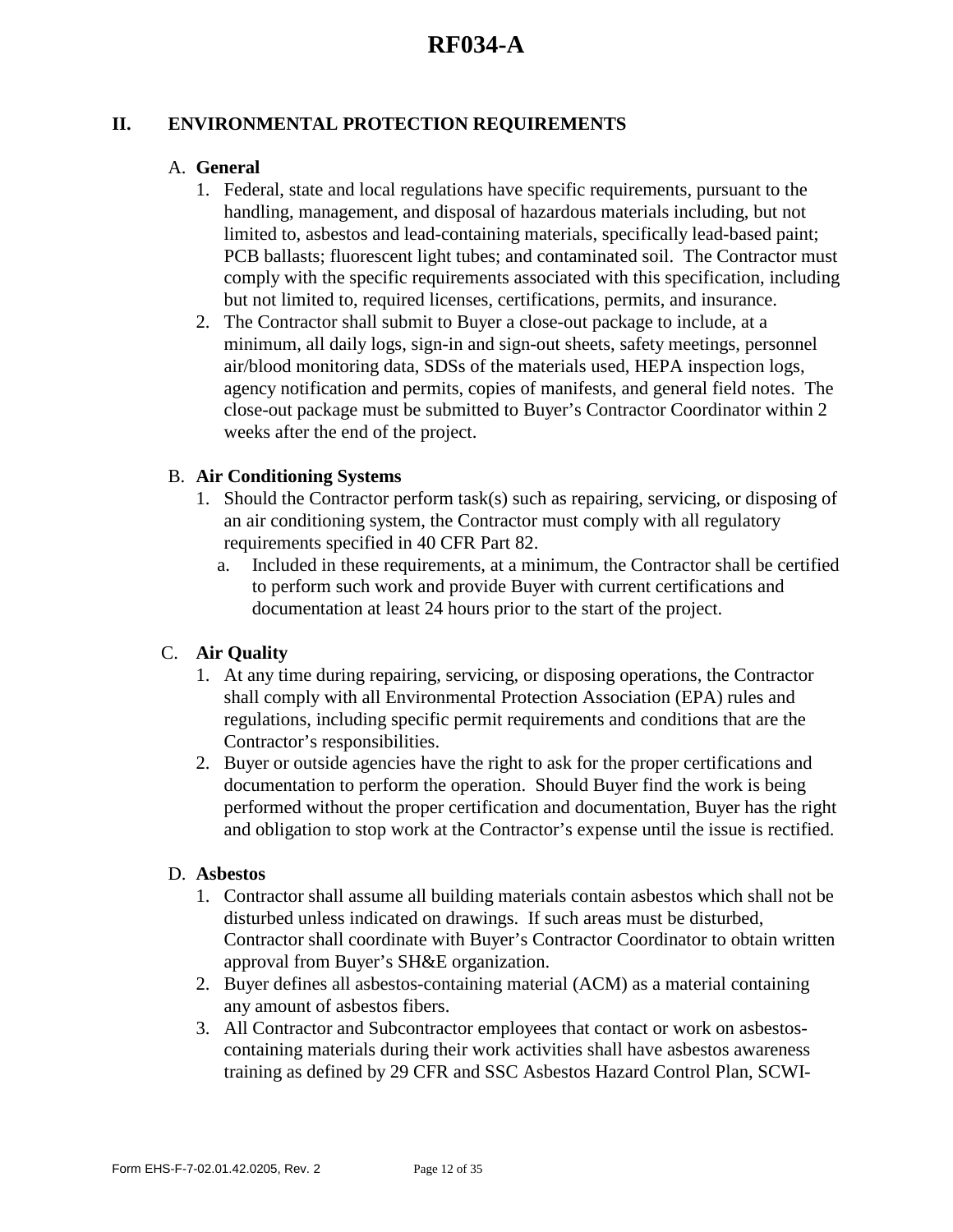## II. ENVIRONMENTAL PROTECTION REQUIREMENTS

### A. General

1. Federal, state and local regulations have specific requirements, pursuant to the handling, management, and disposal of hazardous materials including, but not limited to, asbestos and lead-containing materials, specifically lead-based paint; PCB ballasts; fluorescent light tubes; and contaminated soil. The Contractor must comply with the specific requirements associated with this specification, including but not limited to, required licenses, certifications, permits, and insurance.
2. The Contractor shall submit to Buyer a close-out package to include, at a minimum, all daily logs, sign-in and sign-out sheets, safety meetings, personnel air/blood monitoring data, SDSs of the materials used, HEPA inspection logs, agency notification and permits, copies of manifests, and general field notes. The close-out package must be submitted to Buyer's Contractor Coordinator within 2 weeks after the end of the project.

### B. Air Conditioning Systems

1. Should the Contractor perform task(s) such as repairing, servicing, or disposing of an air conditioning system, the Contractor must comply with all regulatory requirements specified in 40 CFR Part 82.
   a. Included in these requirements, at a minimum, the Contractor shall be certified to perform such work and provide Buyer with current certifications and documentation at least 24 hours prior to the start of the project.

### C. Air Quality

1. At any time during repairing, servicing, or disposing operations, the Contractor shall comply with all Environmental Protection Association (EPA) rules and regulations, including specific permit requirements and conditions that are the Contractor's responsibilities.
2. Buyer or outside agencies have the right to ask for the proper certifications and documentation to perform the operation. Should Buyer find the work is being performed without the proper certification and documentation, Buyer has the right and obligation to stop work at the Contractor's expense until the issue is rectified.

### D. Asbestos

1. Contractor shall assume all building materials contain asbestos which shall not be disturbed unless indicated on drawings. If such areas must be disturbed, Contractor shall coordinate with Buyer's Contractor Coordinator to obtain written approval from Buyer's SH&E organization.
2. Buyer defines all asbestos-containing material (ACM) as a material containing any amount of asbestos fibers.
3. All Contractor and Subcontractor employees that contact or work on asbestos-containing materials during their work activities shall have asbestos awareness training as defined by 29 CFR and SSC Asbestos Hazard Control Plan, SCWI-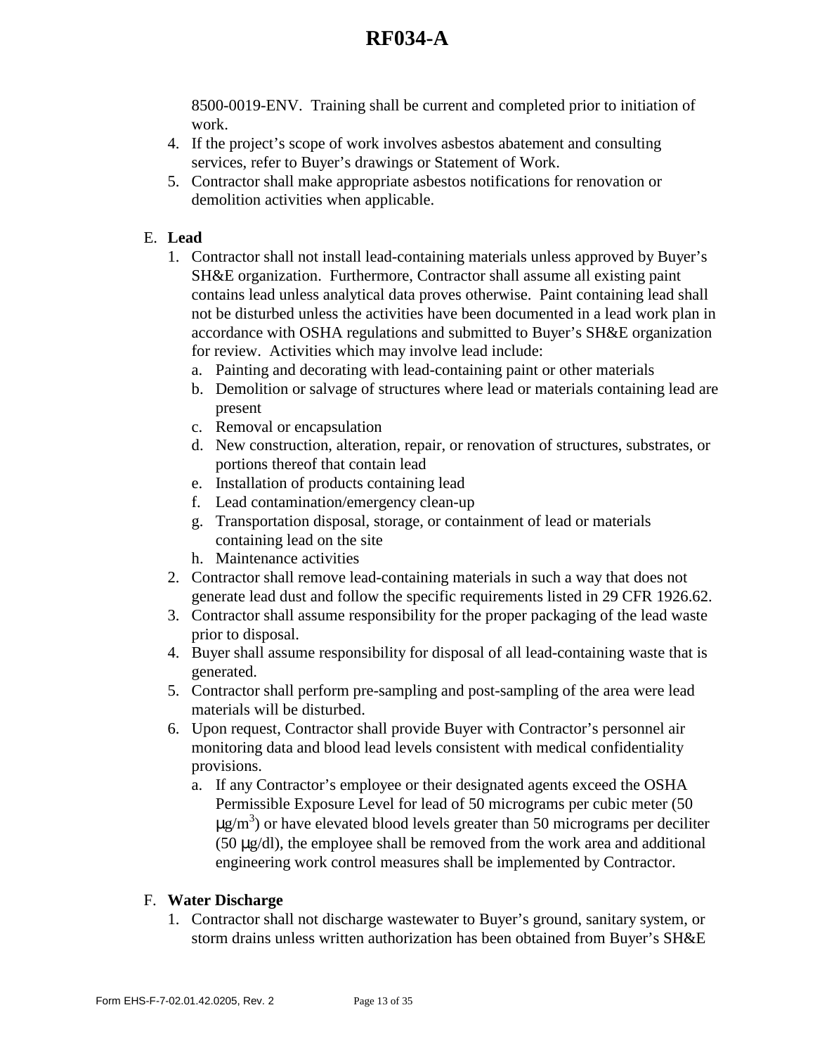8500-0019-ENV. Training shall be current and completed prior to initiation of work.

4. If the project's scope of work involves asbestos abatement and consulting services, refer to Buyer's drawings or Statement of Work.
5. Contractor shall make appropriate asbestos notifications for renovation or demolition activities when applicable.

E. **Lead**

1. Contractor shall not install lead-containing materials unless approved by Buyer's SH&E organization. Furthermore, Contractor shall assume all existing paint contains lead unless analytical data proves otherwise. Paint containing lead shall not be disturbed unless the activities have been documented in a lead work plan in accordance with OSHA regulations and submitted to Buyer's SH&E organization for review. Activities which may involve lead include:
   a. Painting and decorating with lead-containing paint or other materials
   b. Demolition or salvage of structures where lead or materials containing lead are present
   c. Removal or encapsulation
   d. New construction, alteration, repair, or renovation of structures, substrates, or portions thereof that contain lead
   e. Installation of products containing lead
   f. Lead contamination/emergency clean-up
   g. Transportation disposal, storage, or containment of lead or materials containing lead on the site
   h. Maintenance activities
2. Contractor shall remove lead-containing materials in such a way that does not generate lead dust and follow the specific requirements listed in 29 CFR 1926.62.
3. Contractor shall assume responsibility for the proper packaging of the lead waste prior to disposal.
4. Buyer shall assume responsibility for disposal of all lead-containing waste that is generated.
5. Contractor shall perform pre-sampling and post-sampling of the area were lead materials will be disturbed.
6. Upon request, Contractor shall provide Buyer with Contractor's personnel air monitoring data and blood lead levels consistent with medical confidentiality provisions.
   a. If any Contractor's employee or their designated agents exceed the OSHA Permissible Exposure Level for lead of 50 micrograms per cubic meter (50 $\mu g/m^3$) or have elevated blood levels greater than 50 micrograms per deciliter (50 $\mu g/dl$), the employee shall be removed from the work area and additional engineering work control measures shall be implemented by Contractor.

F. **Water Discharge**

1. Contractor shall not discharge wastewater to Buyer's ground, sanitary system, or storm drains unless written authorization has been obtained from Buyer's SH&E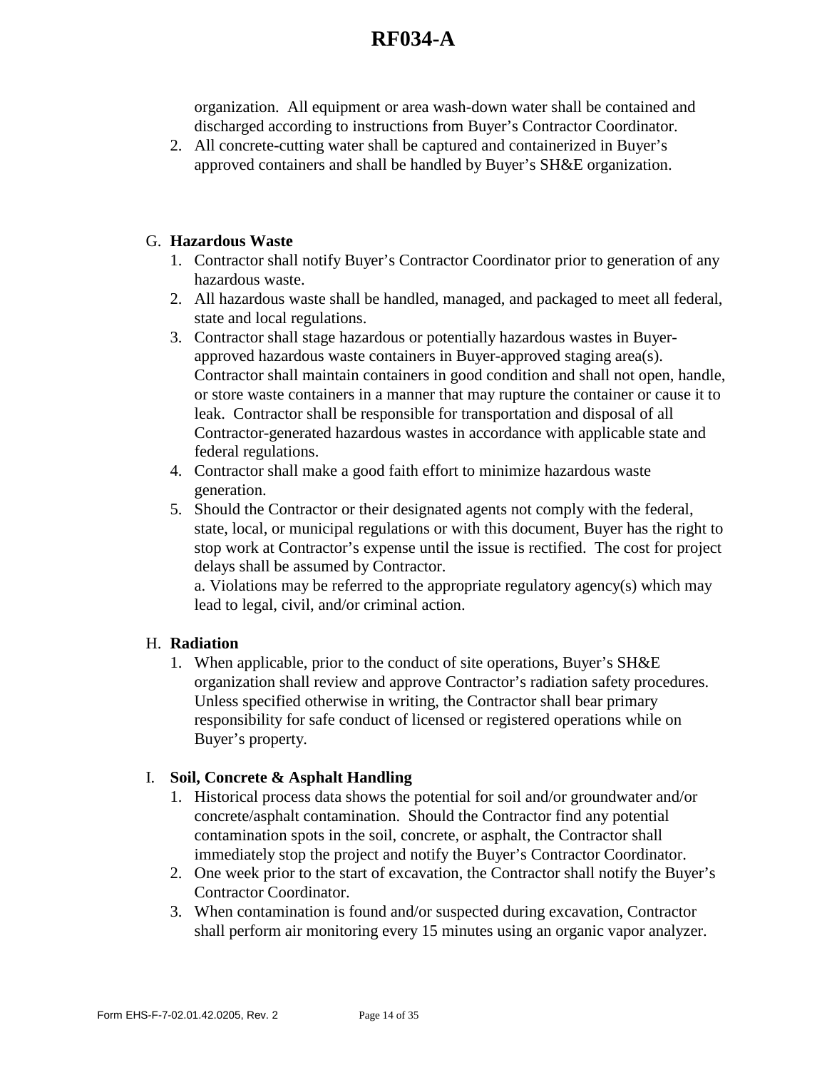organization. All equipment or area wash-down water shall be contained and discharged according to instructions from Buyer's Contractor Coordinator.

2. All concrete-cutting water shall be captured and containerized in Buyer's approved containers and shall be handled by Buyer's SH&E organization.

G. **Hazardous Waste**

1. Contractor shall notify Buyer's Contractor Coordinator prior to generation of any hazardous waste.
2. All hazardous waste shall be handled, managed, and packaged to meet all federal, state and local regulations.
3. Contractor shall stage hazardous or potentially hazardous wastes in Buyer-approved hazardous waste containers in Buyer-approved staging area(s). Contractor shall maintain containers in good condition and shall not open, handle, or store waste containers in a manner that may rupture the container or cause it to leak. Contractor shall be responsible for transportation and disposal of all Contractor-generated hazardous wastes in accordance with applicable state and federal regulations.
4. Contractor shall make a good faith effort to minimize hazardous waste generation.
5. Should the Contractor or their designated agents not comply with the federal, state, local, or municipal regulations or with this document, Buyer has the right to stop work at Contractor's expense until the issue is rectified. The cost for project delays shall be assumed by Contractor.
   a. Violations may be referred to the appropriate regulatory agency(s) which may lead to legal, civil, and/or criminal action.

H. **Radiation**

1. When applicable, prior to the conduct of site operations, Buyer's SH&E organization shall review and approve Contractor's radiation safety procedures. Unless specified otherwise in writing, the Contractor shall bear primary responsibility for safe conduct of licensed or registered operations while on Buyer's property.

I. **Soil, Concrete & Asphalt Handling**

1. Historical process data shows the potential for soil and/or groundwater and/or concrete/asphalt contamination. Should the Contractor find any potential contamination spots in the soil, concrete, or asphalt, the Contractor shall immediately stop the project and notify the Buyer's Contractor Coordinator.
2. One week prior to the start of excavation, the Contractor shall notify the Buyer's Contractor Coordinator.
3. When contamination is found and/or suspected during excavation, Contractor shall perform air monitoring every 15 minutes using an organic vapor analyzer.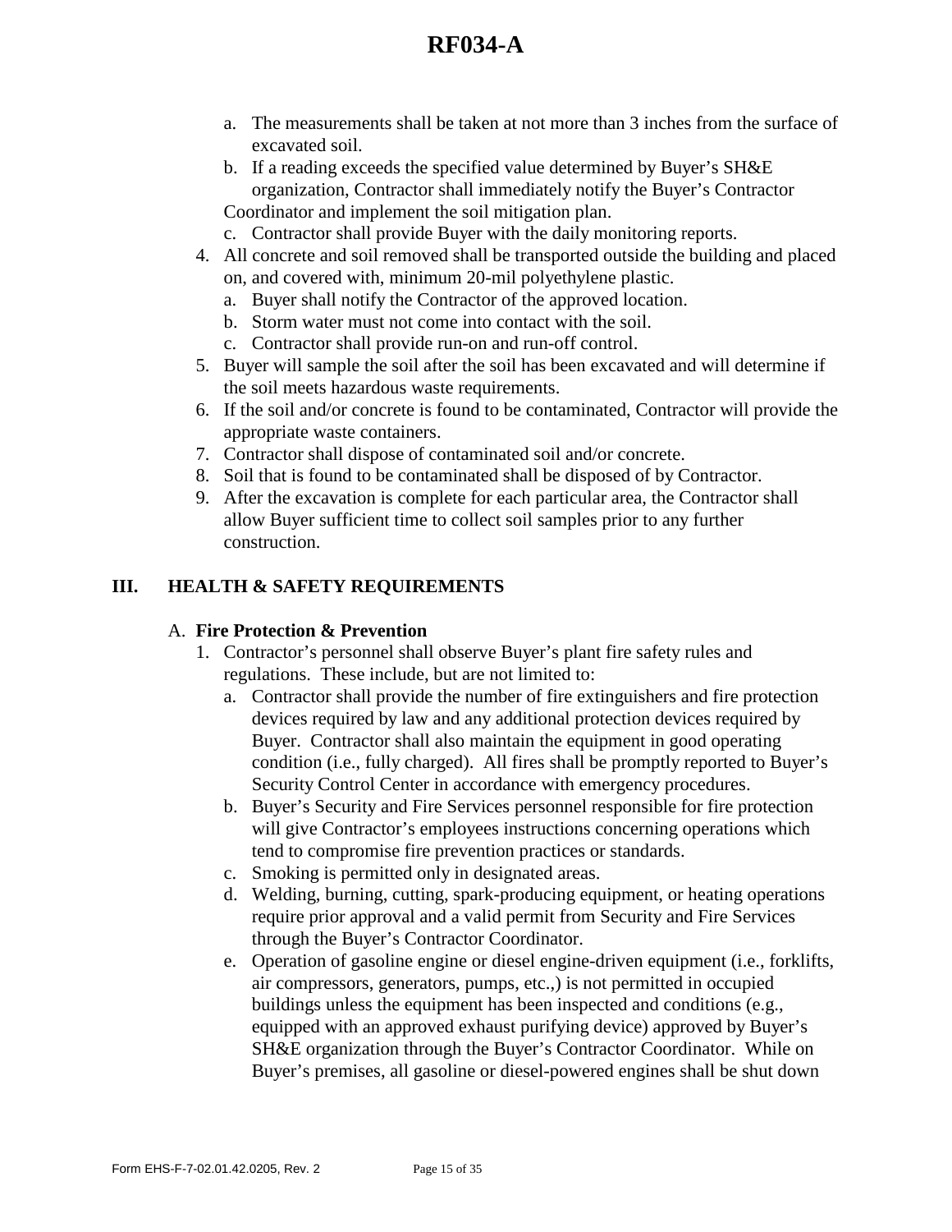a. The measurements shall be taken at not more than 3 inches from the surface of excavated soil.
b. If a reading exceeds the specified value determined by Buyer's SH&E organization, Contractor shall immediately notify the Buyer's Contractor Coordinator and implement the soil mitigation plan.
c. Contractor shall provide Buyer with the daily monitoring reports.

4. All concrete and soil removed shall be transported outside the building and placed on, and covered with, minimum 20-mil polyethylene plastic.
   a. Buyer shall notify the Contractor of the approved location.
   b. Storm water must not come into contact with the soil.
   c. Contractor shall provide run-on and run-off control.
5. Buyer will sample the soil after the soil has been excavated and will determine if the soil meets hazardous waste requirements.
6. If the soil and/or concrete is found to be contaminated, Contractor will provide the appropriate waste containers.
7. Contractor shall dispose of contaminated soil and/or concrete.
8. Soil that is found to be contaminated shall be disposed of by Contractor.
9. After the excavation is complete for each particular area, the Contractor shall allow Buyer sufficient time to collect soil samples prior to any further construction.

## III. HEALTH & SAFETY REQUIREMENTS

### A. Fire Protection & Prevention

1. Contractor's personnel shall observe Buyer's plant fire safety rules and regulations. These include, but are not limited to:
   a. Contractor shall provide the number of fire extinguishers and fire protection devices required by law and any additional protection devices required by Buyer. Contractor shall also maintain the equipment in good operating condition (i.e., fully charged). All fires shall be promptly reported to Buyer's Security Control Center in accordance with emergency procedures.
   b. Buyer's Security and Fire Services personnel responsible for fire protection will give Contractor's employees instructions concerning operations which tend to compromise fire prevention practices or standards.
   c. Smoking is permitted only in designated areas.
   d. Welding, burning, cutting, spark-producing equipment, or heating operations require prior approval and a valid permit from Security and Fire Services through the Buyer's Contractor Coordinator.
   e. Operation of gasoline engine or diesel engine-driven equipment (i.e., forklifts, air compressors, generators, pumps, etc.,) is not permitted in occupied buildings unless the equipment has been inspected and conditions (e.g., equipped with an approved exhaust purifying device) approved by Buyer's SH&E organization through the Buyer's Contractor Coordinator. While on Buyer's premises, all gasoline or diesel-powered engines shall be shut down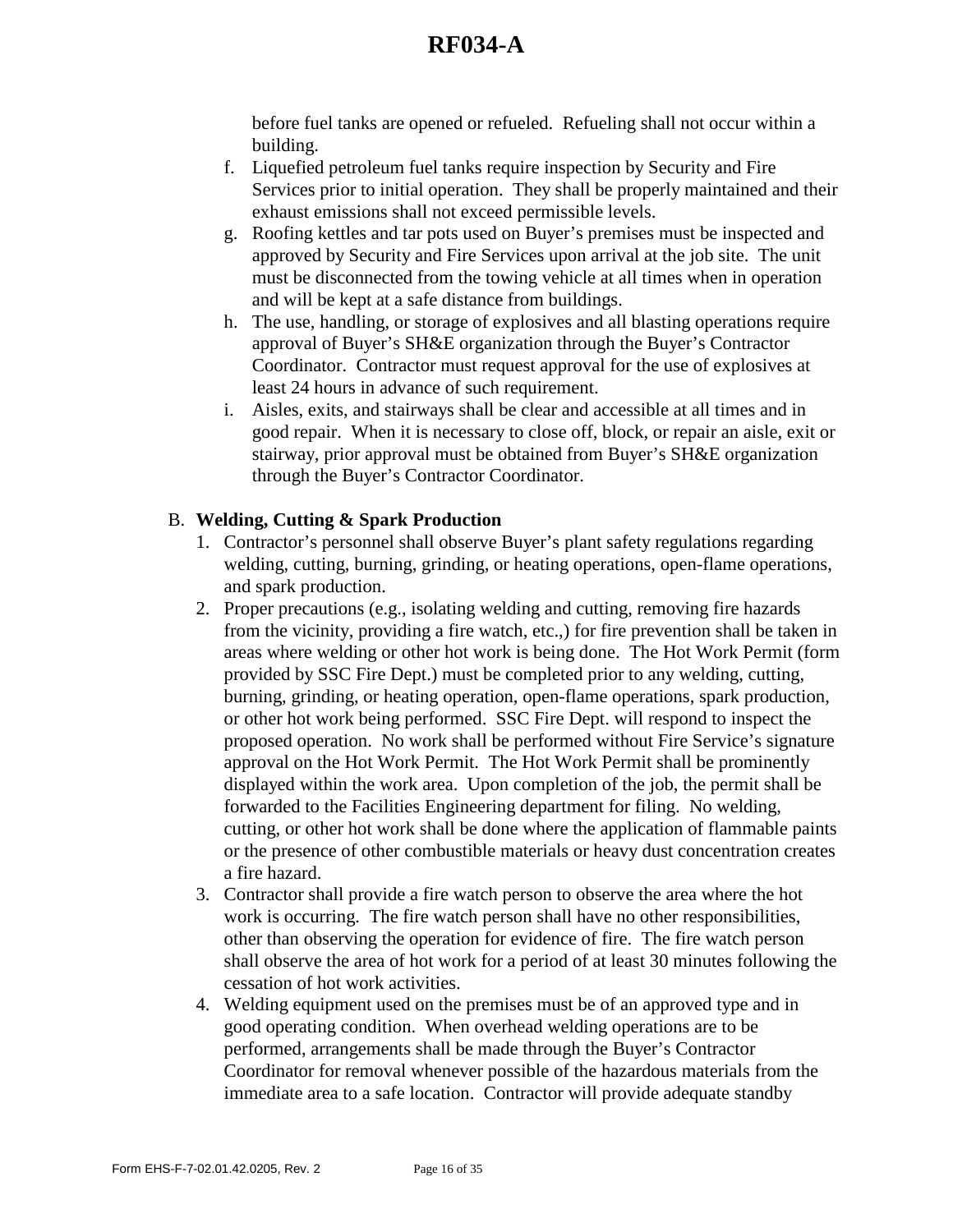before fuel tanks are opened or refueled. Refueling shall not occur within a building.

f. Liquefied petroleum fuel tanks require inspection by Security and Fire Services prior to initial operation. They shall be properly maintained and their exhaust emissions shall not exceed permissible levels.

g. Roofing kettles and tar pots used on Buyer's premises must be inspected and approved by Security and Fire Services upon arrival at the job site. The unit must be disconnected from the towing vehicle at all times when in operation and will be kept at a safe distance from buildings.

h. The use, handling, or storage of explosives and all blasting operations require approval of Buyer's SH&E organization through the Buyer's Contractor Coordinator. Contractor must request approval for the use of explosives at least 24 hours in advance of such requirement.

i. Aisles, exits, and stairways shall be clear and accessible at all times and in good repair. When it is necessary to close off, block, or repair an aisle, exit or stairway, prior approval must be obtained from Buyer's SH&E organization through the Buyer's Contractor Coordinator.

B. **Welding, Cutting & Spark Production**

1. Contractor's personnel shall observe Buyer's plant safety regulations regarding welding, cutting, burning, grinding, or heating operations, open-flame operations, and spark production.
2. Proper precautions (e.g., isolating welding and cutting, removing fire hazards from the vicinity, providing a fire watch, etc.,) for fire prevention shall be taken in areas where welding or other hot work is being done. The Hot Work Permit (form provided by SSC Fire Dept.) must be completed prior to any welding, cutting, burning, grinding, or heating operation, open-flame operations, spark production, or other hot work being performed. SSC Fire Dept. will respond to inspect the proposed operation. No work shall be performed without Fire Service's signature approval on the Hot Work Permit. The Hot Work Permit shall be prominently displayed within the work area. Upon completion of the job, the permit shall be forwarded to the Facilities Engineering department for filing. No welding, cutting, or other hot work shall be done where the application of flammable paints or the presence of other combustible materials or heavy dust concentration creates a fire hazard.
3. Contractor shall provide a fire watch person to observe the area where the hot work is occurring. The fire watch person shall have no other responsibilities, other than observing the operation for evidence of fire. The fire watch person shall observe the area of hot work for a period of at least 30 minutes following the cessation of hot work activities.
4. Welding equipment used on the premises must be of an approved type and in good operating condition. When overhead welding operations are to be performed, arrangements shall be made through the Buyer's Contractor Coordinator for removal whenever possible of the hazardous materials from the immediate area to a safe location. Contractor will provide adequate standby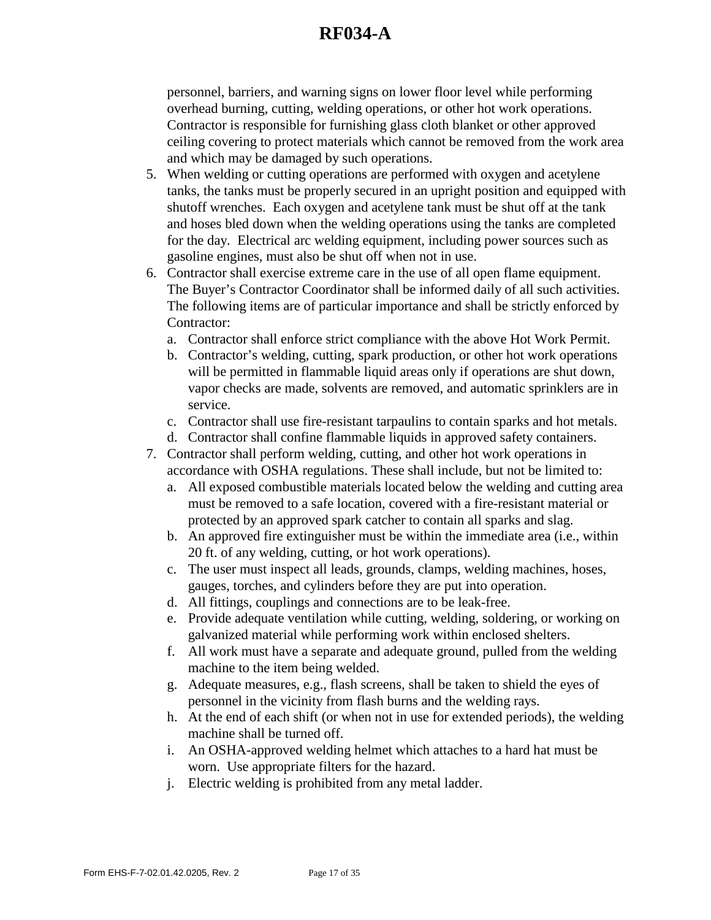personnel, barriers, and warning signs on lower floor level while performing overhead burning, cutting, welding operations, or other hot work operations. Contractor is responsible for furnishing glass cloth blanket or other approved ceiling covering to protect materials which cannot be removed from the work area and which may be damaged by such operations.

5. When welding or cutting operations are performed with oxygen and acetylene tanks, the tanks must be properly secured in an upright position and equipped with shutoff wrenches. Each oxygen and acetylene tank must be shut off at the tank and hoses bled down when the welding operations using the tanks are completed for the day. Electrical arc welding equipment, including power sources such as gasoline engines, must also be shut off when not in use.
6. Contractor shall exercise extreme care in the use of all open flame equipment. The Buyer's Contractor Coordinator shall be informed daily of all such activities. The following items are of particular importance and shall be strictly enforced by Contractor:
   a. Contractor shall enforce strict compliance with the above Hot Work Permit.
   b. Contractor's welding, cutting, spark production, or other hot work operations will be permitted in flammable liquid areas only if operations are shut down, vapor checks are made, solvents are removed, and automatic sprinklers are in service.
   c. Contractor shall use fire-resistant tarpaulins to contain sparks and hot metals.
   d. Contractor shall confine flammable liquids in approved safety containers.
7. Contractor shall perform welding, cutting, and other hot work operations in accordance with OSHA regulations. These shall include, but not be limited to:
   a. All exposed combustible materials located below the welding and cutting area must be removed to a safe location, covered with a fire-resistant material or protected by an approved spark catcher to contain all sparks and slag.
   b. An approved fire extinguisher must be within the immediate area (i.e., within 20 ft. of any welding, cutting, or hot work operations).
   c. The user must inspect all leads, grounds, clamps, welding machines, hoses, gauges, torches, and cylinders before they are put into operation.
   d. All fittings, couplings and connections are to be leak-free.
   e. Provide adequate ventilation while cutting, welding, soldering, or working on galvanized material while performing work within enclosed shelters.
   f. All work must have a separate and adequate ground, pulled from the welding machine to the item being welded.
   g. Adequate measures, e.g., flash screens, shall be taken to shield the eyes of personnel in the vicinity from flash burns and the welding rays.
   h. At the end of each shift (or when not in use for extended periods), the welding machine shall be turned off.
   i. An OSHA-approved welding helmet which attaches to a hard hat must be worn. Use appropriate filters for the hazard.
   j. Electric welding is prohibited from any metal ladder.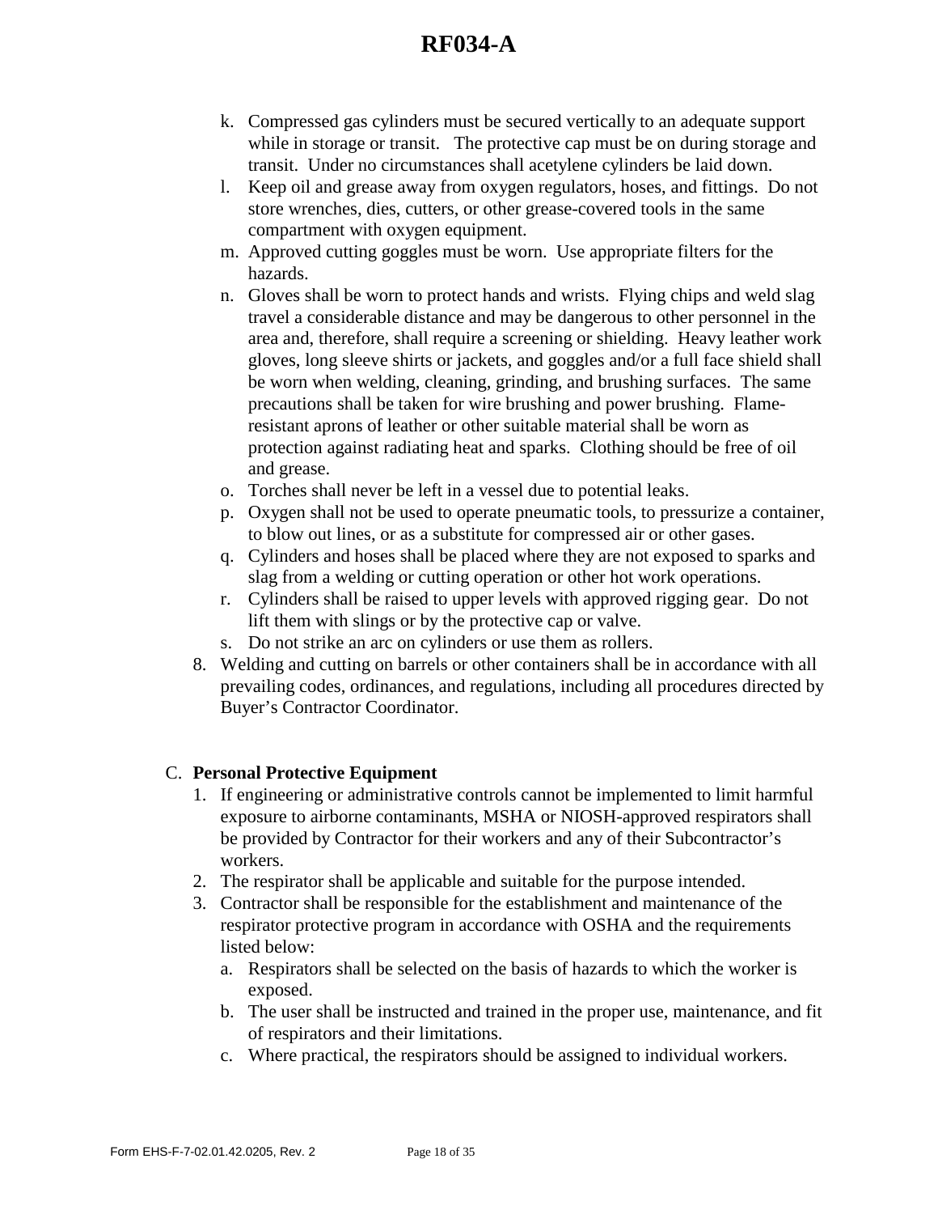k. Compressed gas cylinders must be secured vertically to an adequate support while in storage or transit. The protective cap must be on during storage and transit. Under no circumstances shall acetylene cylinders be laid down.
l. Keep oil and grease away from oxygen regulators, hoses, and fittings. Do not store wrenches, dies, cutters, or other grease-covered tools in the same compartment with oxygen equipment.
m. Approved cutting goggles must be worn. Use appropriate filters for the hazards.
n. Gloves shall be worn to protect hands and wrists. Flying chips and weld slag travel a considerable distance and may be dangerous to other personnel in the area and, therefore, shall require a screening or shielding. Heavy leather work gloves, long sleeve shirts or jackets, and goggles and/or a full face shield shall be worn when welding, cleaning, grinding, and brushing surfaces. The same precautions shall be taken for wire brushing and power brushing. Flame-resistant aprons of leather or other suitable material shall be worn as protection against radiating heat and sparks. Clothing should be free of oil and grease.
o. Torches shall never be left in a vessel due to potential leaks.
p. Oxygen shall not be used to operate pneumatic tools, to pressurize a container, to blow out lines, or as a substitute for compressed air or other gases.
q. Cylinders and hoses shall be placed where they are not exposed to sparks and slag from a welding or cutting operation or other hot work operations.
r. Cylinders shall be raised to upper levels with approved rigging gear. Do not lift them with slings or by the protective cap or valve.
s. Do not strike an arc on cylinders or use them as rollers.

8. Welding and cutting on barrels or other containers shall be in accordance with all prevailing codes, ordinances, and regulations, including all procedures directed by Buyer's Contractor Coordinator.

C. **Personal Protective Equipment**

1. If engineering or administrative controls cannot be implemented to limit harmful exposure to airborne contaminants, MSHA or NIOSH-approved respirators shall be provided by Contractor for their workers and any of their Subcontractor's workers.
2. The respirator shall be applicable and suitable for the purpose intended.
3. Contractor shall be responsible for the establishment and maintenance of the respirator protective program in accordance with OSHA and the requirements listed below:
   a. Respirators shall be selected on the basis of hazards to which the worker is exposed.
   b. The user shall be instructed and trained in the proper use, maintenance, and fit of respirators and their limitations.
   c. Where practical, the respirators should be assigned to individual workers.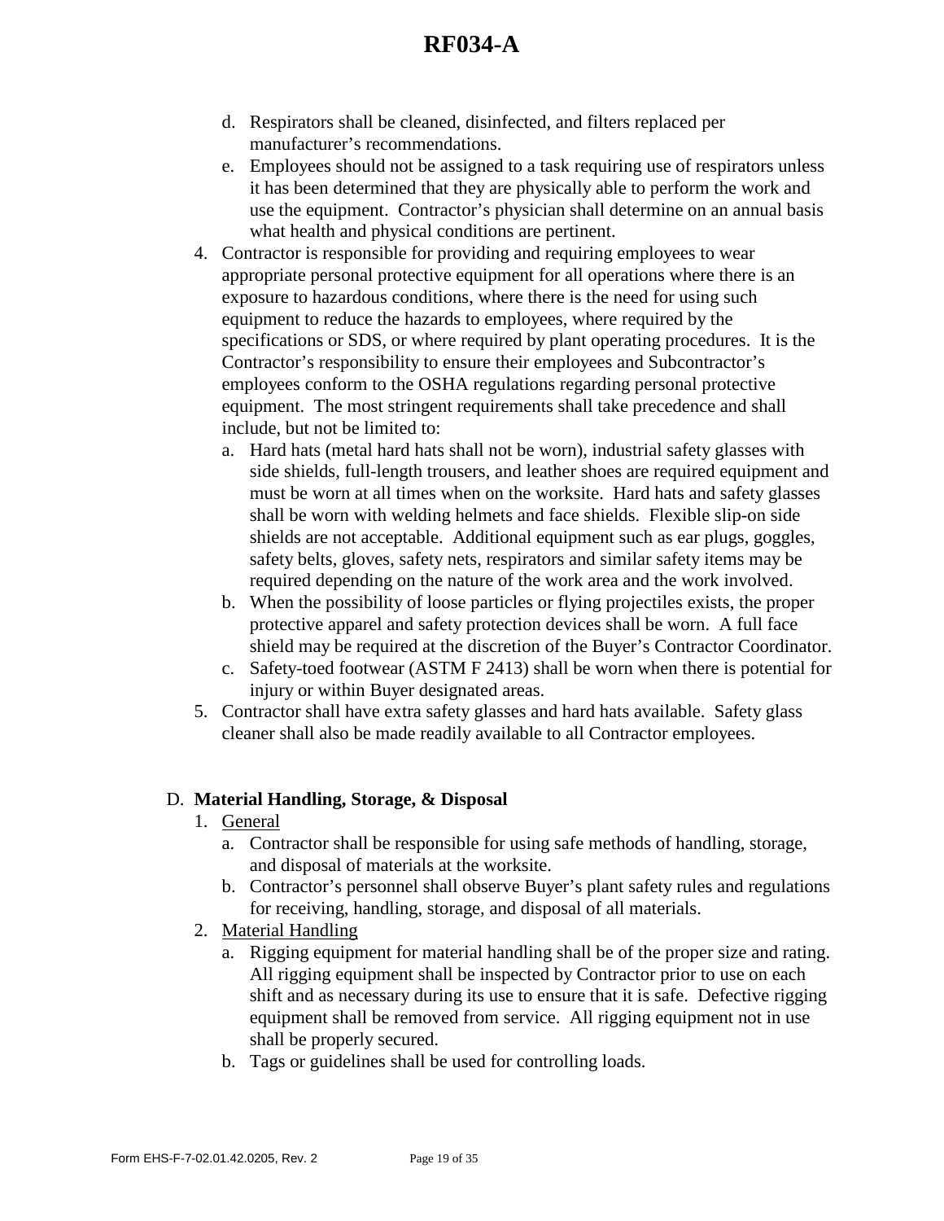d. Respirators shall be cleaned, disinfected, and filters replaced per manufacturer's recommendations.

e. Employees should not be assigned to a task requiring use of respirators unless it has been determined that they are physically able to perform the work and use the equipment. Contractor's physician shall determine on an annual basis what health and physical conditions are pertinent.

4. Contractor is responsible for providing and requiring employees to wear appropriate personal protective equipment for all operations where there is an exposure to hazardous conditions, where there is the need for using such equipment to reduce the hazards to employees, where required by the specifications or SDS, or where required by plant operating procedures. It is the Contractor's responsibility to ensure their employees and Subcontractor's employees conform to the OSHA regulations regarding personal protective equipment. The most stringent requirements shall take precedence and shall include, but not be limited to:
   a. Hard hats (metal hard hats shall not be worn), industrial safety glasses with side shields, full-length trousers, and leather shoes are required equipment and must be worn at all times when on the worksite. Hard hats and safety glasses shall be worn with welding helmets and face shields. Flexible slip-on side shields are not acceptable. Additional equipment such as ear plugs, goggles, safety belts, gloves, safety nets, respirators and similar safety items may be required depending on the nature of the work area and the work involved.
   b. When the possibility of loose particles or flying projectiles exists, the proper protective apparel and safety protection devices shall be worn. A full face shield may be required at the discretion of the Buyer's Contractor Coordinator.
   c. Safety-toed footwear (ASTM F 2413) shall be worn when there is potential for injury or within Buyer designated areas.
5. Contractor shall have extra safety glasses and hard hats available. Safety glass cleaner shall also be made readily available to all Contractor employees.

D. **Material Handling, Storage, & Disposal**

1. General
   a. Contractor shall be responsible for using safe methods of handling, storage, and disposal of materials at the worksite.
   b. Contractor's personnel shall observe Buyer's plant safety rules and regulations for receiving, handling, storage, and disposal of all materials.
2. Material Handling
   a. Rigging equipment for material handling shall be of the proper size and rating. All rigging equipment shall be inspected by Contractor prior to use on each shift and as necessary during its use to ensure that it is safe. Defective rigging equipment shall be removed from service. All rigging equipment not in use shall be properly secured.
   b. Tags or guidelines shall be used for controlling loads.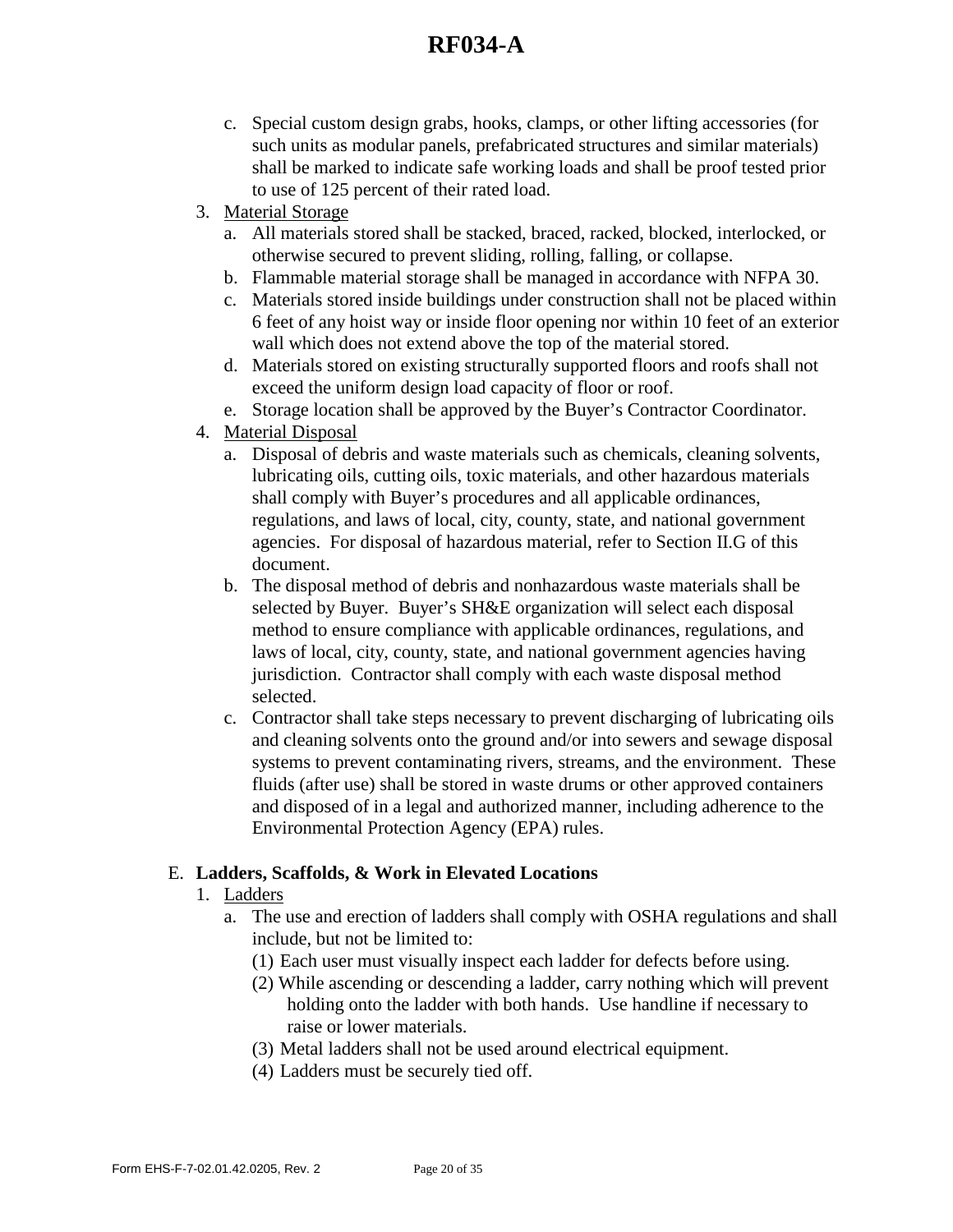c. Special custom design grabs, hooks, clamps, or other lifting accessories (for such units as modular panels, prefabricated structures and similar materials) shall be marked to indicate safe working loads and shall be proof tested prior to use of 125 percent of their rated load.

3. <u>Material Storage</u>
   a. All materials stored shall be stacked, braced, racked, blocked, interlocked, or otherwise secured to prevent sliding, rolling, falling, or collapse.
   b. Flammable material storage shall be managed in accordance with NFPA 30.
   c. Materials stored inside buildings under construction shall not be placed within 6 feet of any hoist way or inside floor opening nor within 10 feet of an exterior wall which does not extend above the top of the material stored.
   d. Materials stored on existing structurally supported floors and roofs shall not exceed the uniform design load capacity of floor or roof.
   e. Storage location shall be approved by the Buyer's Contractor Coordinator.

4. <u>Material Disposal</u>
   a. Disposal of debris and waste materials such as chemicals, cleaning solvents, lubricating oils, cutting oils, toxic materials, and other hazardous materials shall comply with Buyer's procedures and all applicable ordinances, regulations, and laws of local, city, county, state, and national government agencies. For disposal of hazardous material, refer to Section II.G of this document.
   b. The disposal method of debris and nonhazardous waste materials shall be selected by Buyer. Buyer's SH&E organization will select each disposal method to ensure compliance with applicable ordinances, regulations, and laws of local, city, county, state, and national government agencies having jurisdiction. Contractor shall comply with each waste disposal method selected.
   c. Contractor shall take steps necessary to prevent discharging of lubricating oils and cleaning solvents onto the ground and/or into sewers and sewage disposal systems to prevent contaminating rivers, streams, and the environment. These fluids (after use) shall be stored in waste drums or other approved containers and disposed of in a legal and authorized manner, including adherence to the Environmental Protection Agency (EPA) rules.

## E. Ladders, Scaffolds, & Work in Elevated Locations

1. <u>Ladders</u>
   a. The use and erection of ladders shall comply with OSHA regulations and shall include, but not be limited to:
      (1) Each user must visually inspect each ladder for defects before using.
      (2) While ascending or descending a ladder, carry nothing which will prevent holding onto the ladder with both hands. Use handline if necessary to raise or lower materials.
      (3) Metal ladders shall not be used around electrical equipment.
      (4) Ladders must be securely tied off.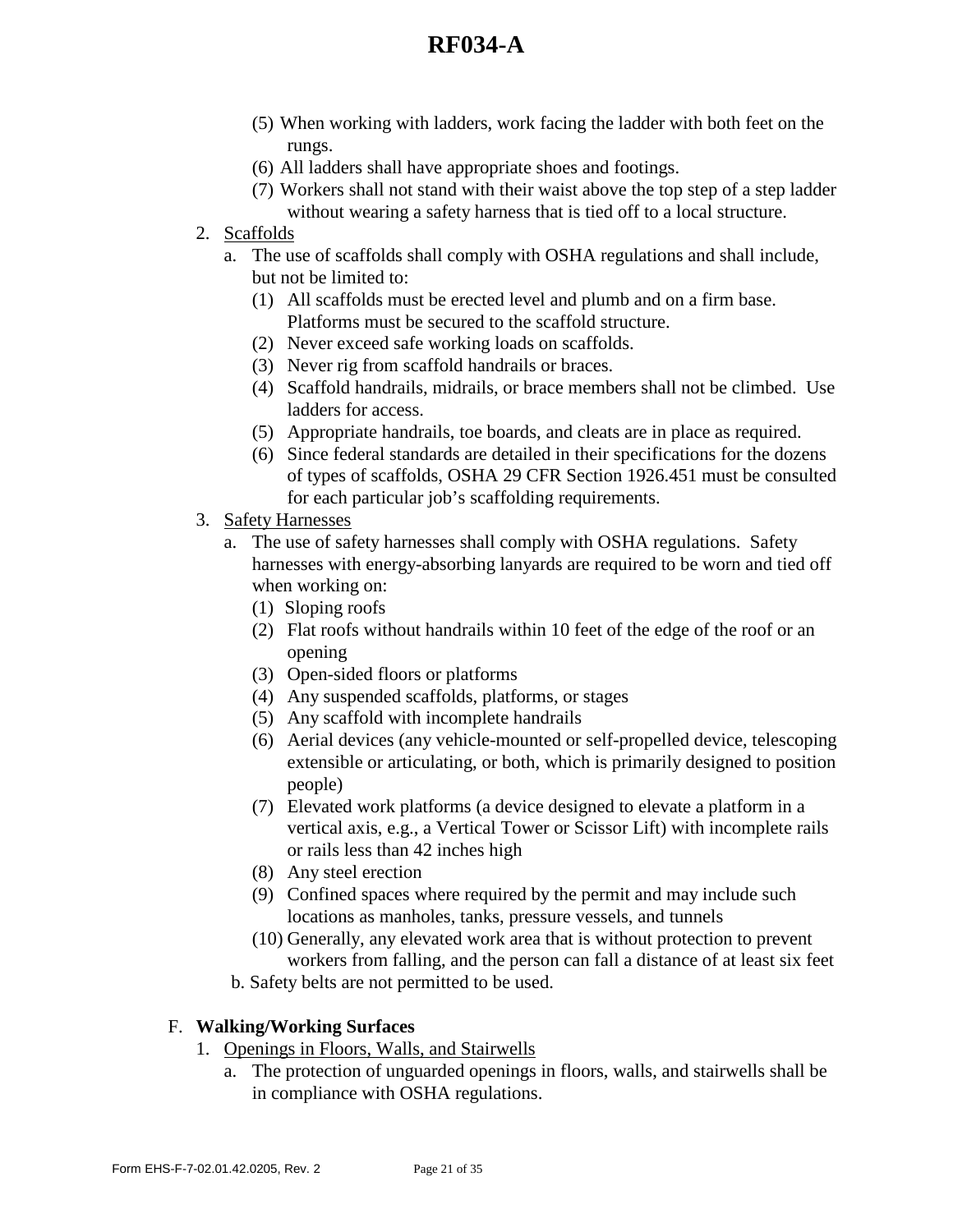(5) When working with ladders, work facing the ladder with both feet on the rungs.
(6) All ladders shall have appropriate shoes and footings.
(7) Workers shall not stand with their waist above the top step of a step ladder without wearing a safety harness that is tied off to a local structure.

2. <u>Scaffolds</u>
   a. The use of scaffolds shall comply with OSHA regulations and shall include, but not be limited to:
      (1) All scaffolds must be erected level and plumb and on a firm base. Platforms must be secured to the scaffold structure.
      (2) Never exceed safe working loads on scaffolds.
      (3) Never rig from scaffold handrails or braces.
      (4) Scaffold handrails, midrails, or brace members shall not be climbed. Use ladders for access.
      (5) Appropriate handrails, toe boards, and cleats are in place as required.
      (6) Since federal standards are detailed in their specifications for the dozens of types of scaffolds, OSHA 29 CFR Section 1926.451 must be consulted for each particular job's scaffolding requirements.

3. <u>Safety Harnesses</u>
   a. The use of safety harnesses shall comply with OSHA regulations. Safety harnesses with energy-absorbing lanyards are required to be worn and tied off when working on:
      (1) Sloping roofs
      (2) Flat roofs without handrails within 10 feet of the edge of the roof or an opening
      (3) Open-sided floors or platforms
      (4) Any suspended scaffolds, platforms, or stages
      (5) Any scaffold with incomplete handrails
      (6) Aerial devices (any vehicle-mounted or self-propelled device, telescoping extensible or articulating, or both, which is primarily designed to position people)
      (7) Elevated work platforms (a device designed to elevate a platform in a vertical axis, e.g., a Vertical Tower or Scissor Lift) with incomplete rails or rails less than 42 inches high
      (8) Any steel erection
      (9) Confined spaces where required by the permit and may include such locations as manholes, tanks, pressure vessels, and tunnels
      (10) Generally, any elevated work area that is without protection to prevent workers from falling, and the person can fall a distance of at least six feet
   b. Safety belts are not permitted to be used.

F. **Walking/Working Surfaces**

1. <u>Openings in Floors, Walls, and Stairwells</u>
   a. The protection of unguarded openings in floors, walls, and stairwells shall be in compliance with OSHA regulations.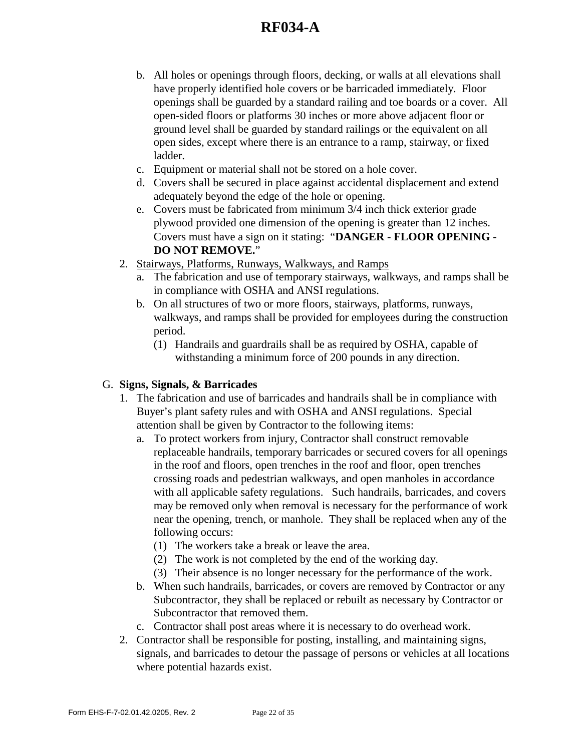b. All holes or openings through floors, decking, or walls at all elevations shall have properly identified hole covers or be barricaded immediately. Floor openings shall be guarded by a standard railing and toe boards or a cover. All open-sided floors or platforms 30 inches or more above adjacent floor or ground level shall be guarded by standard railings or the equivalent on all open sides, except where there is an entrance to a ramp, stairway, or fixed ladder.

c. Equipment or material shall not be stored on a hole cover.

d. Covers shall be secured in place against accidental displacement and extend adequately beyond the edge of the hole or opening.

e. Covers must be fabricated from minimum 3/4 inch thick exterior grade plywood provided one dimension of the opening is greater than 12 inches. Covers must have a sign on it stating: "**DANGER - FLOOR OPENING - DO NOT REMOVE.**"

2. Stairways, Platforms, Runways, Walkways, and Ramps
   a. The fabrication and use of temporary stairways, walkways, and ramps shall be in compliance with OSHA and ANSI regulations.
   b. On all structures of two or more floors, stairways, platforms, runways, walkways, and ramps shall be provided for employees during the construction period.
      (1) Handrails and guardrails shall be as required by OSHA, capable of withstanding a minimum force of 200 pounds in any direction.

G. **Signs, Signals, & Barricades**

1. The fabrication and use of barricades and handrails shall be in compliance with Buyer's plant safety rules and with OSHA and ANSI regulations. Special attention shall be given by Contractor to the following items:
   a. To protect workers from injury, Contractor shall construct removable replaceable handrails, temporary barricades or secured covers for all openings in the roof and floors, open trenches in the roof and floor, open trenches crossing roads and pedestrian walkways, and open manholes in accordance with all applicable safety regulations. Such handrails, barricades, and covers may be removed only when removal is necessary for the performance of work near the opening, trench, or manhole. They shall be replaced when any of the following occurs:
      (1) The workers take a break or leave the area.
      (2) The work is not completed by the end of the working day.
      (3) Their absence is no longer necessary for the performance of the work.
   b. When such handrails, barricades, or covers are removed by Contractor or any Subcontractor, they shall be replaced or rebuilt as necessary by Contractor or Subcontractor that removed them.
   c. Contractor shall post areas where it is necessary to do overhead work.
2. Contractor shall be responsible for posting, installing, and maintaining signs, signals, and barricades to detour the passage of persons or vehicles at all locations where potential hazards exist.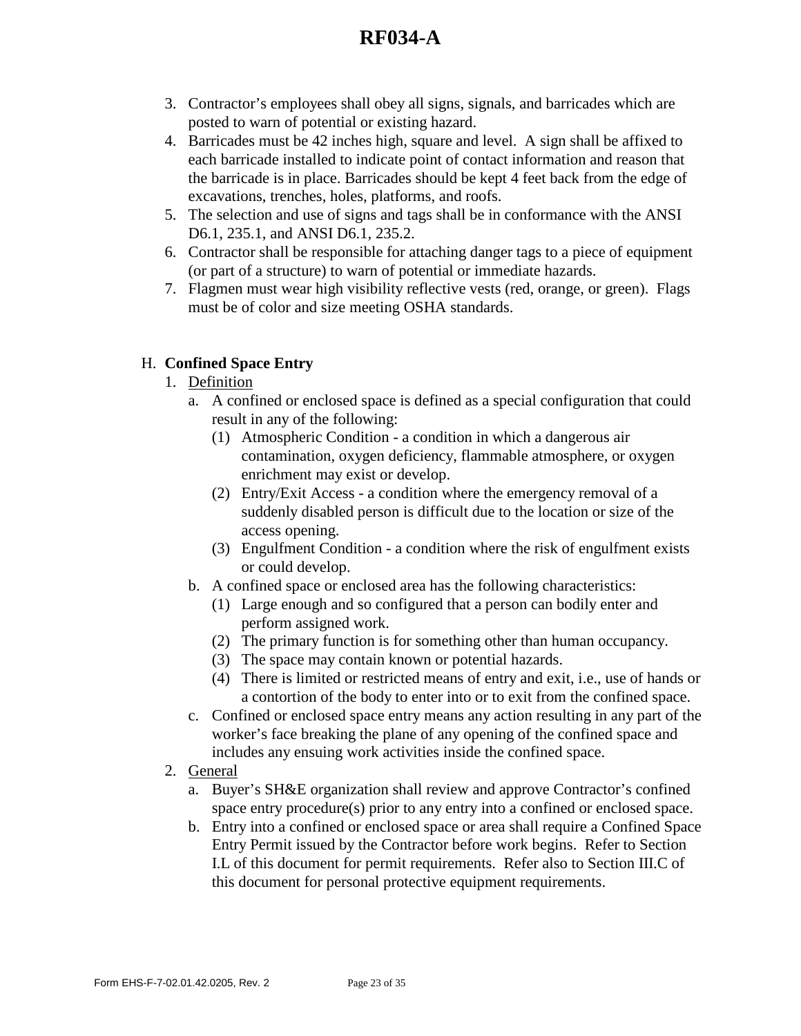3. Contractor's employees shall obey all signs, signals, and barricades which are posted to warn of potential or existing hazard.
4. Barricades must be 42 inches high, square and level. A sign shall be affixed to each barricade installed to indicate point of contact information and reason that the barricade is in place. Barricades should be kept 4 feet back from the edge of excavations, trenches, holes, platforms, and roofs.
5. The selection and use of signs and tags shall be in conformance with the ANSI D6.1, 235.1, and ANSI D6.1, 235.2.
6. Contractor shall be responsible for attaching danger tags to a piece of equipment (or part of a structure) to warn of potential or immediate hazards.
7. Flagmen must wear high visibility reflective vests (red, orange, or green). Flags must be of color and size meeting OSHA standards.

H. **Confined Space Entry**

1. Definition
   a. A confined or enclosed space is defined as a special configuration that could result in any of the following:
      (1) Atmospheric Condition - a condition in which a dangerous air contamination, oxygen deficiency, flammable atmosphere, or oxygen enrichment may exist or develop.
      (2) Entry/Exit Access - a condition where the emergency removal of a suddenly disabled person is difficult due to the location or size of the access opening.
      (3) Engulfment Condition - a condition where the risk of engulfment exists or could develop.
   b. A confined space or enclosed area has the following characteristics:
      (1) Large enough and so configured that a person can bodily enter and perform assigned work.
      (2) The primary function is for something other than human occupancy.
      (3) The space may contain known or potential hazards.
      (4) There is limited or restricted means of entry and exit, i.e., use of hands or a contortion of the body to enter into or to exit from the confined space.
   c. Confined or enclosed space entry means any action resulting in any part of the worker's face breaking the plane of any opening of the confined space and includes any ensuing work activities inside the confined space.
2. General
   a. Buyer's SH&E organization shall review and approve Contractor's confined space entry procedure(s) prior to any entry into a confined or enclosed space.
   b. Entry into a confined or enclosed space or area shall require a Confined Space Entry Permit issued by the Contractor before work begins. Refer to Section I.L of this document for permit requirements. Refer also to Section III.C of this document for personal protective equipment requirements.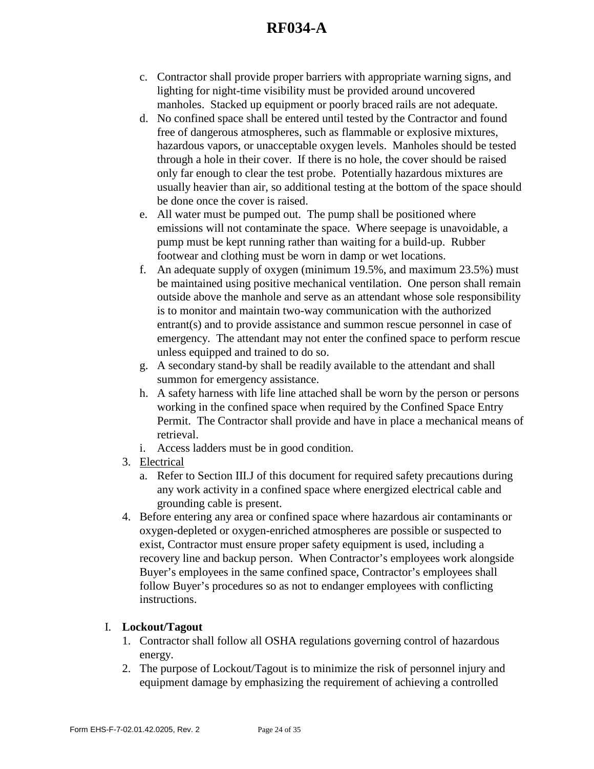c. Contractor shall provide proper barriers with appropriate warning signs, and lighting for night-time visibility must be provided around uncovered manholes. Stacked up equipment or poorly braced rails are not adequate.
d. No confined space shall be entered until tested by the Contractor and found free of dangerous atmospheres, such as flammable or explosive mixtures, hazardous vapors, or unacceptable oxygen levels. Manholes should be tested through a hole in their cover. If there is no hole, the cover should be raised only far enough to clear the test probe. Potentially hazardous mixtures are usually heavier than air, so additional testing at the bottom of the space should be done once the cover is raised.
e. All water must be pumped out. The pump shall be positioned where emissions will not contaminate the space. Where seepage is unavoidable, a pump must be kept running rather than waiting for a build-up. Rubber footwear and clothing must be worn in damp or wet locations.
f. An adequate supply of oxygen (minimum 19.5%, and maximum 23.5%) must be maintained using positive mechanical ventilation. One person shall remain outside above the manhole and serve as an attendant whose sole responsibility is to monitor and maintain two-way communication with the authorized entrant(s) and to provide assistance and summon rescue personnel in case of emergency. The attendant may not enter the confined space to perform rescue unless equipped and trained to do so.
g. A secondary stand-by shall be readily available to the attendant and shall summon for emergency assistance.
h. A safety harness with life line attached shall be worn by the person or persons working in the confined space when required by the Confined Space Entry Permit. The Contractor shall provide and have in place a mechanical means of retrieval.
i. Access ladders must be in good condition.

3. <u>Electrical</u>
   a. Refer to Section III.J of this document for required safety precautions during any work activity in a confined space where energized electrical cable and grounding cable is present.
4. Before entering any area or confined space where hazardous air contaminants or oxygen-depleted or oxygen-enriched atmospheres are possible or suspected to exist, Contractor must ensure proper safety equipment is used, including a recovery line and backup person. When Contractor's employees work alongside Buyer's employees in the same confined space, Contractor's employees shall follow Buyer's procedures so as not to endanger employees with conflicting instructions.

I. **Lockout/Tagout**

1. Contractor shall follow all OSHA regulations governing control of hazardous energy.
2. The purpose of Lockout/Tagout is to minimize the risk of personnel injury and equipment damage by emphasizing the requirement of achieving a controlled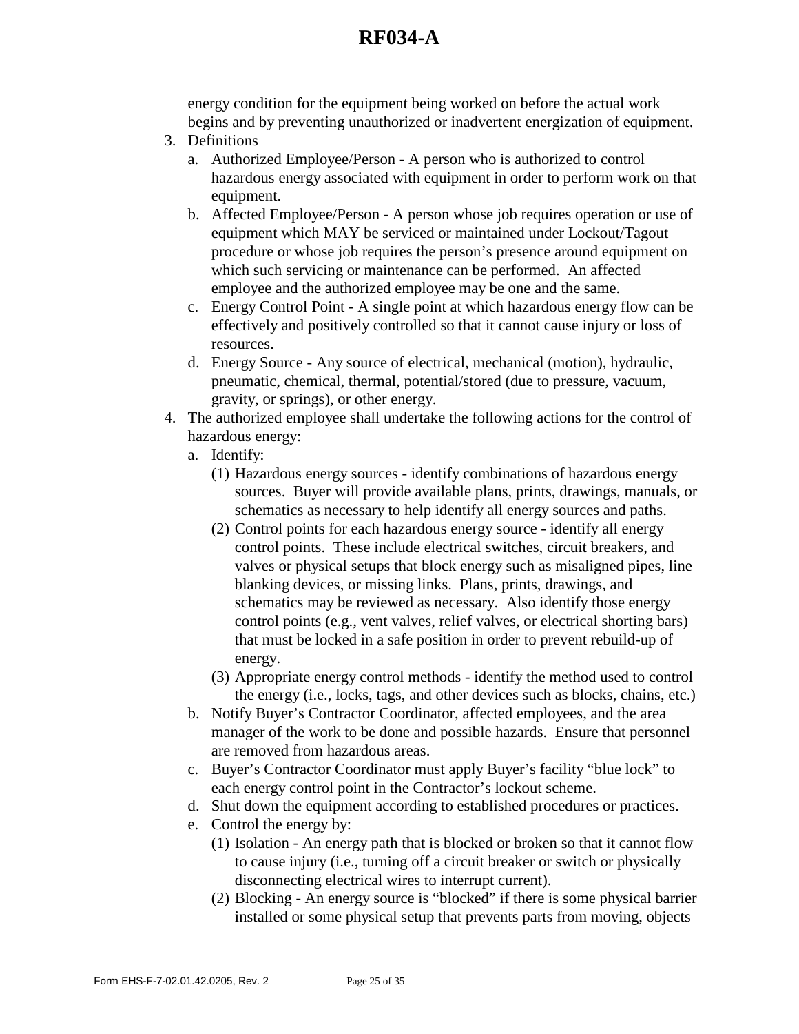energy condition for the equipment being worked on before the actual work begins and by preventing unauthorized or inadvertent energization of equipment.

3. Definitions
   a. Authorized Employee/Person - A person who is authorized to control hazardous energy associated with equipment in order to perform work on that equipment.
   b. Affected Employee/Person - A person whose job requires operation or use of equipment which MAY be serviced or maintained under Lockout/Tagout procedure or whose job requires the person's presence around equipment on which such servicing or maintenance can be performed. An affected employee and the authorized employee may be one and the same.
   c. Energy Control Point - A single point at which hazardous energy flow can be effectively and positively controlled so that it cannot cause injury or loss of resources.
   d. Energy Source - Any source of electrical, mechanical (motion), hydraulic, pneumatic, chemical, thermal, potential/stored (due to pressure, vacuum, gravity, or springs), or other energy.
4. The authorized employee shall undertake the following actions for the control of hazardous energy:
   a. Identify:
      (1) Hazardous energy sources - identify combinations of hazardous energy sources. Buyer will provide available plans, prints, drawings, manuals, or schematics as necessary to help identify all energy sources and paths.
      (2) Control points for each hazardous energy source - identify all energy control points. These include electrical switches, circuit breakers, and valves or physical setups that block energy such as misaligned pipes, line blanking devices, or missing links. Plans, prints, drawings, and schematics may be reviewed as necessary. Also identify those energy control points (e.g., vent valves, relief valves, or electrical shorting bars) that must be locked in a safe position in order to prevent rebuild-up of energy.
      (3) Appropriate energy control methods - identify the method used to control the energy (i.e., locks, tags, and other devices such as blocks, chains, etc.)
   b. Notify Buyer's Contractor Coordinator, affected employees, and the area manager of the work to be done and possible hazards. Ensure that personnel are removed from hazardous areas.
   c. Buyer's Contractor Coordinator must apply Buyer's facility "blue lock" to each energy control point in the Contractor's lockout scheme.
   d. Shut down the equipment according to established procedures or practices.
   e. Control the energy by:
      (1) Isolation - An energy path that is blocked or broken so that it cannot flow to cause injury (i.e., turning off a circuit breaker or switch or physically disconnecting electrical wires to interrupt current).
      (2) Blocking - An energy source is "blocked" if there is some physical barrier installed or some physical setup that prevents parts from moving, objects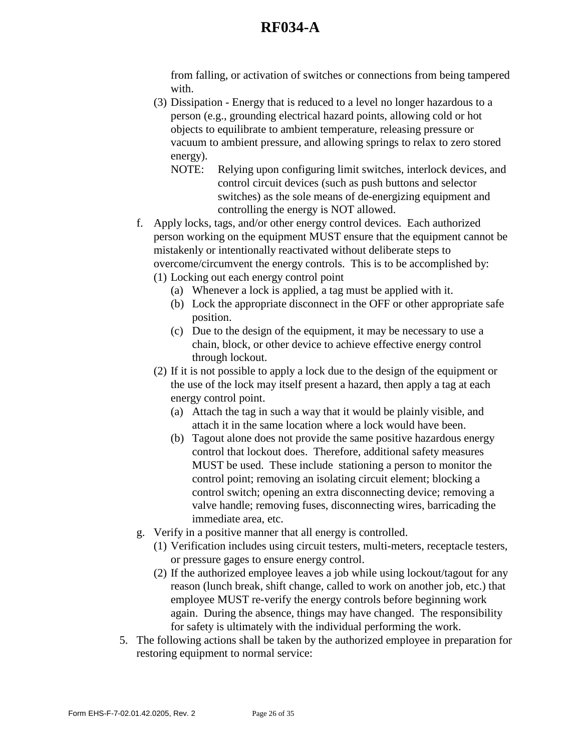from falling, or activation of switches or connections from being tampered with.

(3) Dissipation - Energy that is reduced to a level no longer hazardous to a person (e.g., grounding electrical hazard points, allowing cold or hot objects to equilibrate to ambient temperature, releasing pressure or vacuum to ambient pressure, and allowing springs to relax to zero stored energy).

NOTE: Relying upon configuring limit switches, interlock devices, and control circuit devices (such as push buttons and selector switches) as the sole means of de-energizing equipment and controlling the energy is NOT allowed.

f. Apply locks, tags, and/or other energy control devices. Each authorized person working on the equipment MUST ensure that the equipment cannot be mistakenly or intentionally reactivated without deliberate steps to overcome/circumvent the energy controls. This is to be accomplished by:

   (1) Locking out each energy control point

      (a) Whenever a lock is applied, a tag must be applied with it.

      (b) Lock the appropriate disconnect in the OFF or other appropriate safe position.

      (c) Due to the design of the equipment, it may be necessary to use a chain, block, or other device to achieve effective energy control through lockout.

   (2) If it is not possible to apply a lock due to the design of the equipment or the use of the lock may itself present a hazard, then apply a tag at each energy control point.

      (a) Attach the tag in such a way that it would be plainly visible, and attach it in the same location where a lock would have been.

      (b) Tagout alone does not provide the same positive hazardous energy control that lockout does. Therefore, additional safety measures MUST be used. These include stationing a person to monitor the control point; removing an isolating circuit element; blocking a control switch; opening an extra disconnecting device; removing a valve handle; removing fuses, disconnecting wires, barricading the immediate area, etc.

g. Verify in a positive manner that all energy is controlled.

   (1) Verification includes using circuit testers, multi-meters, receptacle testers, or pressure gages to ensure energy control.

   (2) If the authorized employee leaves a job while using lockout/tagout for any reason (lunch break, shift change, called to work on another job, etc.) that employee MUST re-verify the energy controls before beginning work again. During the absence, things may have changed. The responsibility for safety is ultimately with the individual performing the work.

5. The following actions shall be taken by the authorized employee in preparation for restoring equipment to normal service: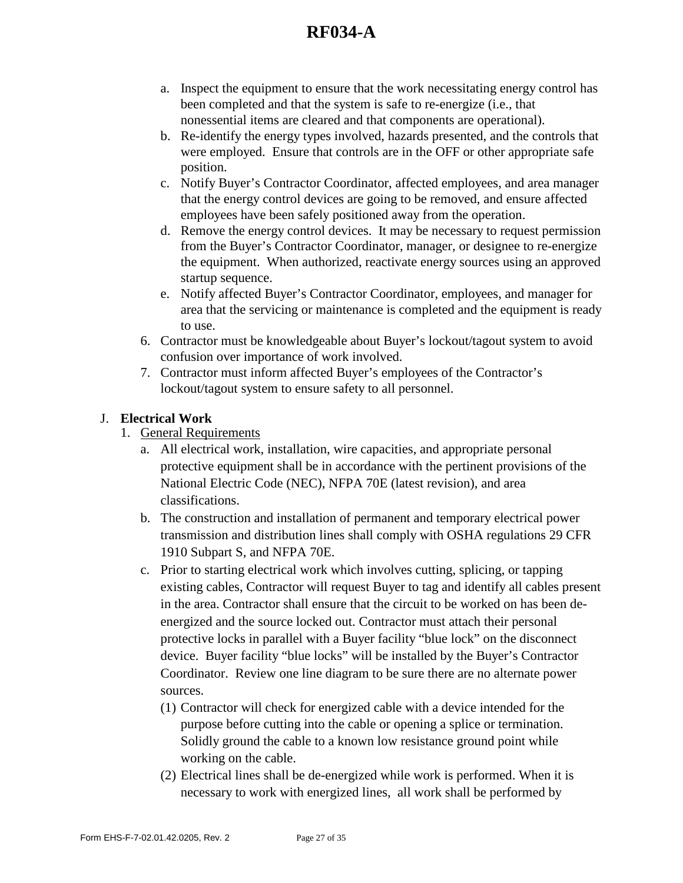a. Inspect the equipment to ensure that the work necessitating energy control has been completed and that the system is safe to re-energize (i.e., that nonessential items are cleared and that components are operational).
b. Re-identify the energy types involved, hazards presented, and the controls that were employed. Ensure that controls are in the OFF or other appropriate safe position.
c. Notify Buyer's Contractor Coordinator, affected employees, and area manager that the energy control devices are going to be removed, and ensure affected employees have been safely positioned away from the operation.
d. Remove the energy control devices. It may be necessary to request permission from the Buyer's Contractor Coordinator, manager, or designee to re-energize the equipment. When authorized, reactivate energy sources using an approved startup sequence.
e. Notify affected Buyer's Contractor Coordinator, employees, and manager for area that the servicing or maintenance is completed and the equipment is ready to use.

6. Contractor must be knowledgeable about Buyer's lockout/tagout system to avoid confusion over importance of work involved.
7. Contractor must inform affected Buyer's employees of the Contractor's lockout/tagout system to ensure safety to all personnel.

J. **Electrical Work**

1. General Requirements
   a. All electrical work, installation, wire capacities, and appropriate personal protective equipment shall be in accordance with the pertinent provisions of the National Electric Code (NEC), NFPA 70E (latest revision), and area classifications.
   b. The construction and installation of permanent and temporary electrical power transmission and distribution lines shall comply with OSHA regulations 29 CFR 1910 Subpart S, and NFPA 70E.
   c. Prior to starting electrical work which involves cutting, splicing, or tapping existing cables, Contractor will request Buyer to tag and identify all cables present in the area. Contractor shall ensure that the circuit to be worked on has been de-energized and the source locked out. Contractor must attach their personal protective locks in parallel with a Buyer facility "blue lock" on the disconnect device. Buyer facility "blue locks" will be installed by the Buyer's Contractor Coordinator. Review one line diagram to be sure there are no alternate power sources.
      (1) Contractor will check for energized cable with a device intended for the purpose before cutting into the cable or opening a splice or termination. Solidly ground the cable to a known low resistance ground point while working on the cable.
      (2) Electrical lines shall be de-energized while work is performed. When it is necessary to work with energized lines, all work shall be performed by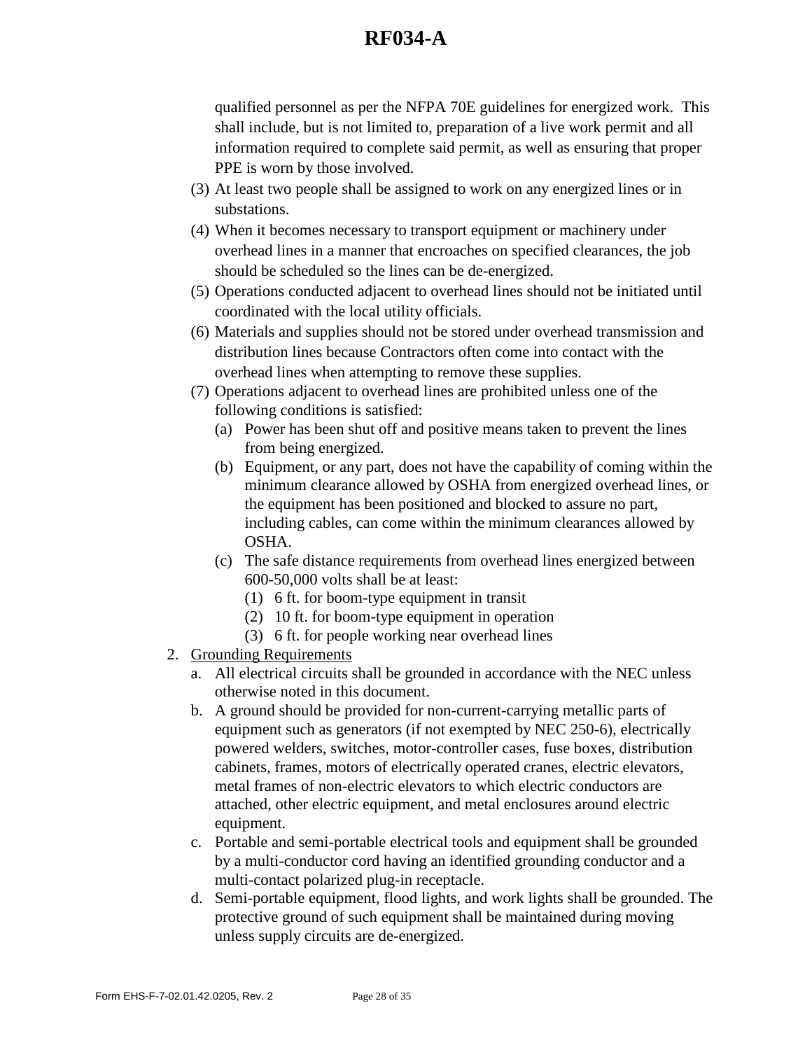qualified personnel as per the NFPA 70E guidelines for energized work. This shall include, but is not limited to, preparation of a live work permit and all information required to complete said permit, as well as ensuring that proper PPE is worn by those involved.

(3) At least two people shall be assigned to work on any energized lines or in substations.

(4) When it becomes necessary to transport equipment or machinery under overhead lines in a manner that encroaches on specified clearances, the job should be scheduled so the lines can be de-energized.

(5) Operations conducted adjacent to overhead lines should not be initiated until coordinated with the local utility officials.

(6) Materials and supplies should not be stored under overhead transmission and distribution lines because Contractors often come into contact with the overhead lines when attempting to remove these supplies.

(7) Operations adjacent to overhead lines are prohibited unless one of the following conditions is satisfied:

   (a) Power has been shut off and positive means taken to prevent the lines from being energized.

   (b) Equipment, or any part, does not have the capability of coming within the minimum clearance allowed by OSHA from energized overhead lines, or the equipment has been positioned and blocked to assure no part, including cables, can come within the minimum clearances allowed by OSHA.

   (c) The safe distance requirements from overhead lines energized between 600-50,000 volts shall be at least:

      (1) 6 ft. for boom-type equipment in transit
      (2) 10 ft. for boom-type equipment in operation
      (3) 6 ft. for people working near overhead lines

2. Grounding Requirements

   a. All electrical circuits shall be grounded in accordance with the NEC unless otherwise noted in this document.

   b. A ground should be provided for non-current-carrying metallic parts of equipment such as generators (if not exempted by NEC 250-6), electrically powered welders, switches, motor-controller cases, fuse boxes, distribution cabinets, frames, motors of electrically operated cranes, electric elevators, metal frames of non-electric elevators to which electric conductors are attached, other electric equipment, and metal enclosures around electric equipment.

   c. Portable and semi-portable electrical tools and equipment shall be grounded by a multi-conductor cord having an identified grounding conductor and a multi-contact polarized plug-in receptacle.

   d. Semi-portable equipment, flood lights, and work lights shall be grounded. The protective ground of such equipment shall be maintained during moving unless supply circuits are de-energized.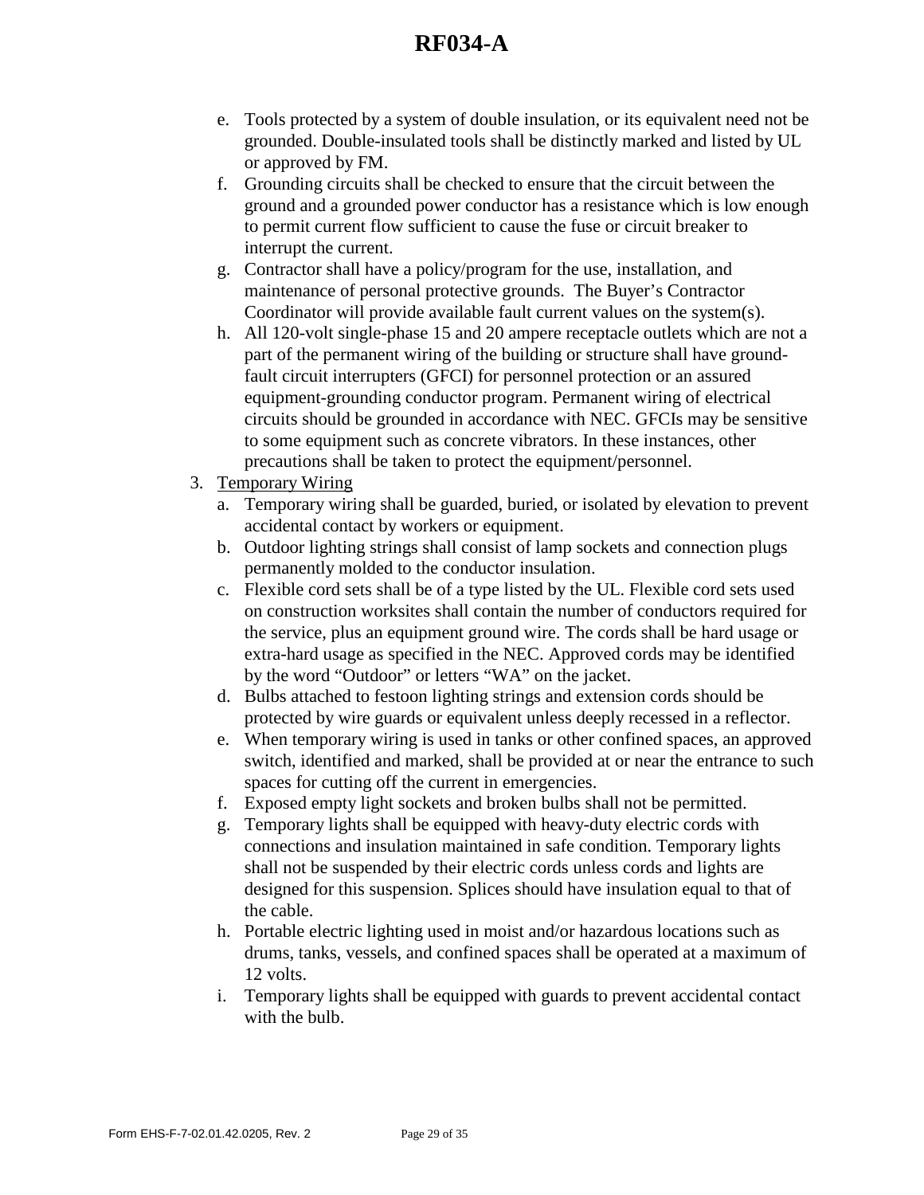e. Tools protected by a system of double insulation, or its equivalent need not be grounded. Double-insulated tools shall be distinctly marked and listed by UL or approved by FM.
f. Grounding circuits shall be checked to ensure that the circuit between the ground and a grounded power conductor has a resistance which is low enough to permit current flow sufficient to cause the fuse or circuit breaker to interrupt the current.
g. Contractor shall have a policy/program for the use, installation, and maintenance of personal protective grounds. The Buyer's Contractor Coordinator will provide available fault current values on the system(s).
h. All 120-volt single-phase 15 and 20 ampere receptacle outlets which are not a part of the permanent wiring of the building or structure shall have ground-fault circuit interrupters (GFCI) for personnel protection or an assured equipment-grounding conductor program. Permanent wiring of electrical circuits should be grounded in accordance with NEC. GFCIs may be sensitive to some equipment such as concrete vibrators. In these instances, other precautions shall be taken to protect the equipment/personnel.

3. Temporary Wiring
   a. Temporary wiring shall be guarded, buried, or isolated by elevation to prevent accidental contact by workers or equipment.
   b. Outdoor lighting strings shall consist of lamp sockets and connection plugs permanently molded to the conductor insulation.
   c. Flexible cord sets shall be of a type listed by the UL. Flexible cord sets used on construction worksites shall contain the number of conductors required for the service, plus an equipment ground wire. The cords shall be hard usage or extra-hard usage as specified in the NEC. Approved cords may be identified by the word "Outdoor" or letters "WA" on the jacket.
   d. Bulbs attached to festoon lighting strings and extension cords should be protected by wire guards or equivalent unless deeply recessed in a reflector.
   e. When temporary wiring is used in tanks or other confined spaces, an approved switch, identified and marked, shall be provided at or near the entrance to such spaces for cutting off the current in emergencies.
   f. Exposed empty light sockets and broken bulbs shall not be permitted.
   g. Temporary lights shall be equipped with heavy-duty electric cords with connections and insulation maintained in safe condition. Temporary lights shall not be suspended by their electric cords unless cords and lights are designed for this suspension. Splices should have insulation equal to that of the cable.
   h. Portable electric lighting used in moist and/or hazardous locations such as drums, tanks, vessels, and confined spaces shall be operated at a maximum of 12 volts.
   i. Temporary lights shall be equipped with guards to prevent accidental contact with the bulb.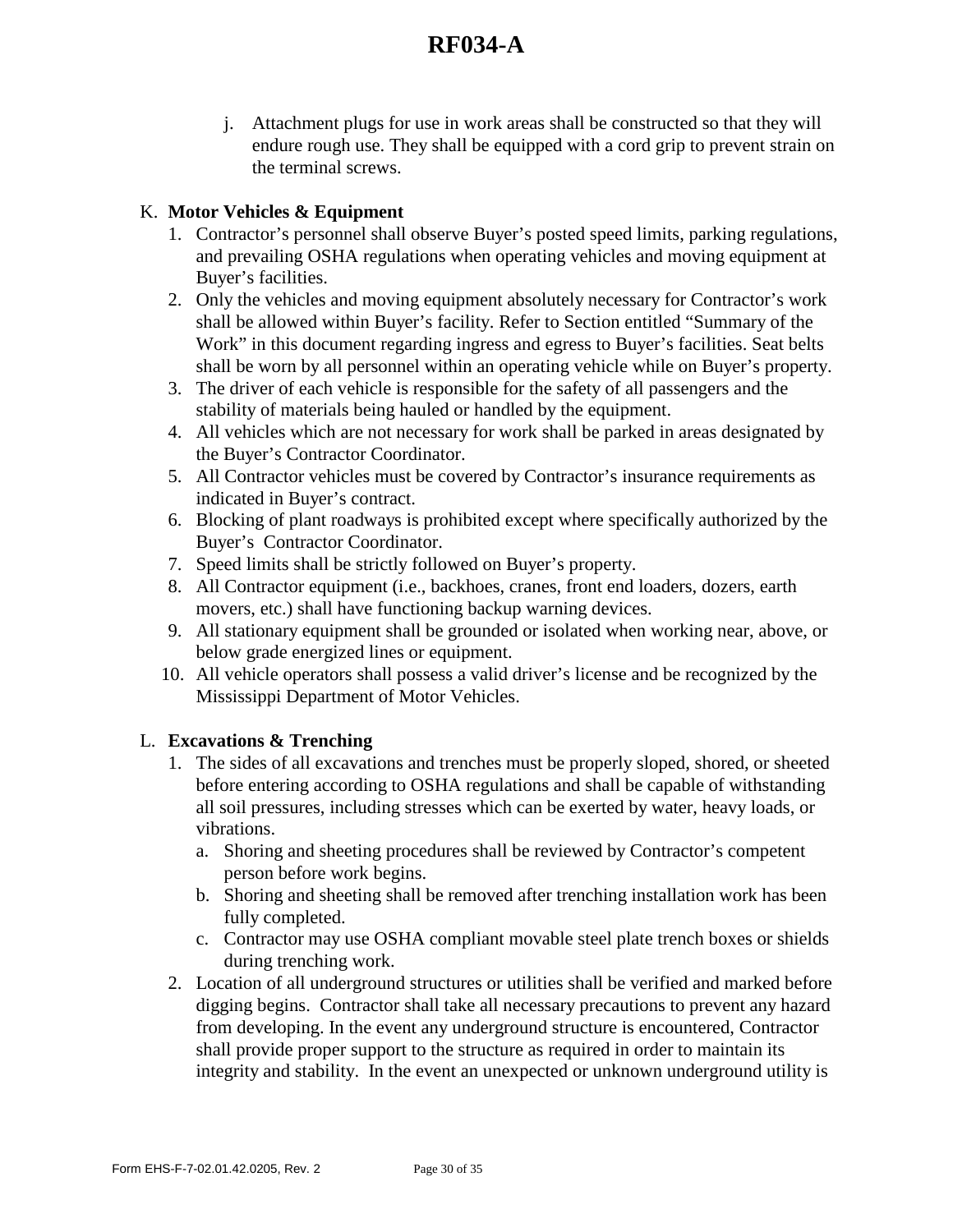j. Attachment plugs for use in work areas shall be constructed so that they will endure rough use. They shall be equipped with a cord grip to prevent strain on the terminal screws.

K. **Motor Vehicles & Equipment**

1. Contractor's personnel shall observe Buyer's posted speed limits, parking regulations, and prevailing OSHA regulations when operating vehicles and moving equipment at Buyer's facilities.
2. Only the vehicles and moving equipment absolutely necessary for Contractor's work shall be allowed within Buyer's facility. Refer to Section entitled "Summary of the Work" in this document regarding ingress and egress to Buyer's facilities. Seat belts shall be worn by all personnel within an operating vehicle while on Buyer's property.
3. The driver of each vehicle is responsible for the safety of all passengers and the stability of materials being hauled or handled by the equipment.
4. All vehicles which are not necessary for work shall be parked in areas designated by the Buyer's Contractor Coordinator.
5. All Contractor vehicles must be covered by Contractor's insurance requirements as indicated in Buyer's contract.
6. Blocking of plant roadways is prohibited except where specifically authorized by the Buyer's Contractor Coordinator.
7. Speed limits shall be strictly followed on Buyer's property.
8. All Contractor equipment (i.e., backhoes, cranes, front end loaders, dozers, earth movers, etc.) shall have functioning backup warning devices.
9. All stationary equipment shall be grounded or isolated when working near, above, or below grade energized lines or equipment.
10. All vehicle operators shall possess a valid driver's license and be recognized by the Mississippi Department of Motor Vehicles.

L. **Excavations & Trenching**

1. The sides of all excavations and trenches must be properly sloped, shored, or sheeted before entering according to OSHA regulations and shall be capable of withstanding all soil pressures, including stresses which can be exerted by water, heavy loads, or vibrations.
   a. Shoring and sheeting procedures shall be reviewed by Contractor's competent person before work begins.
   b. Shoring and sheeting shall be removed after trenching installation work has been fully completed.
   c. Contractor may use OSHA compliant movable steel plate trench boxes or shields during trenching work.
2. Location of all underground structures or utilities shall be verified and marked before digging begins. Contractor shall take all necessary precautions to prevent any hazard from developing. In the event any underground structure is encountered, Contractor shall provide proper support to the structure as required in order to maintain its integrity and stability. In the event an unexpected or unknown underground utility is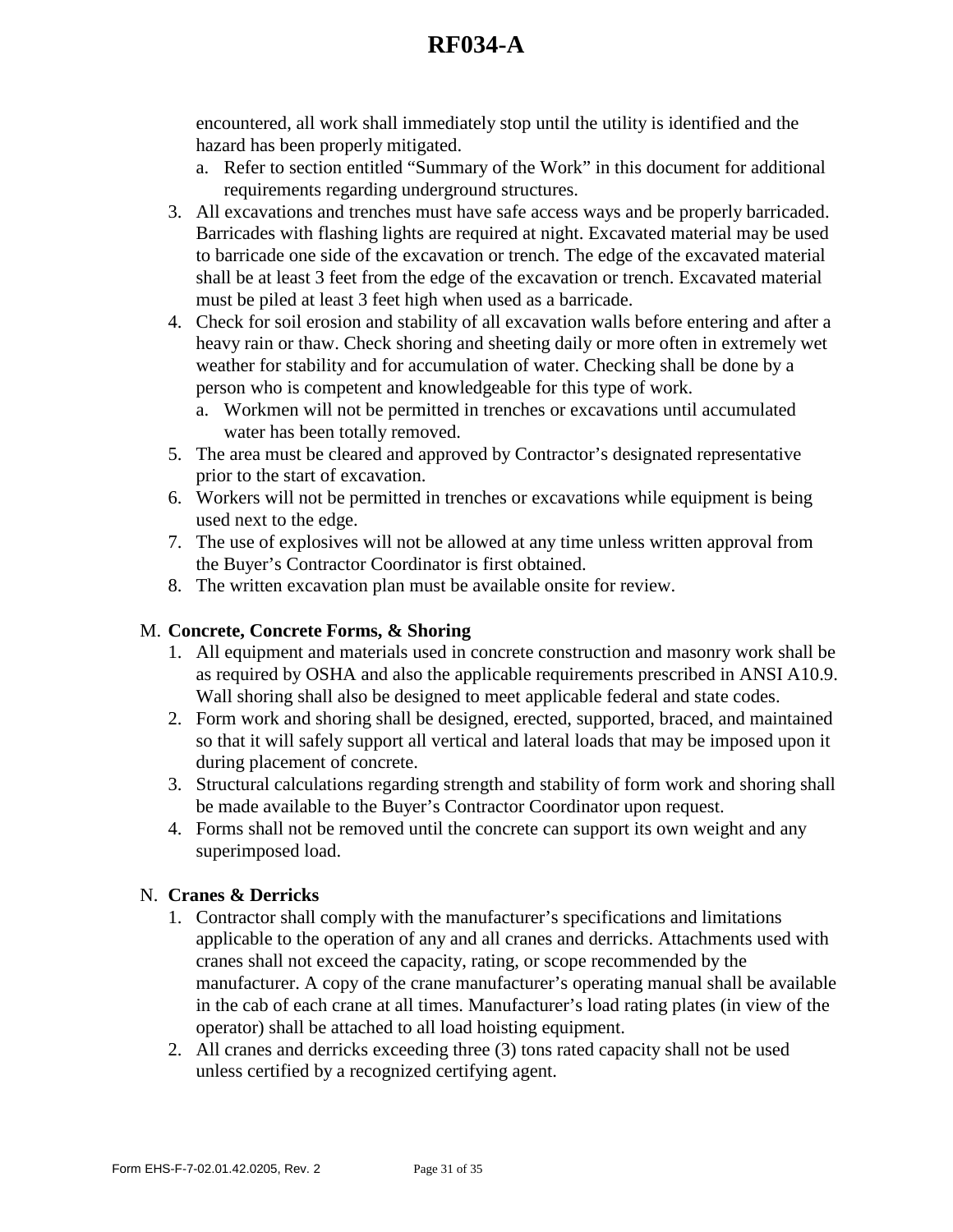encountered, all work shall immediately stop until the utility is identified and the hazard has been properly mitigated.

   a. Refer to section entitled "Summary of the Work" in this document for additional requirements regarding underground structures.

3. All excavations and trenches must have safe access ways and be properly barricaded. Barricades with flashing lights are required at night. Excavated material may be used to barricade one side of the excavation or trench. The edge of the excavated material shall be at least 3 feet from the edge of the excavation or trench. Excavated material must be piled at least 3 feet high when used as a barricade.
4. Check for soil erosion and stability of all excavation walls before entering and after a heavy rain or thaw. Check shoring and sheeting daily or more often in extremely wet weather for stability and for accumulation of water. Checking shall be done by a person who is competent and knowledgeable for this type of work.
   a. Workmen will not be permitted in trenches or excavations until accumulated water has been totally removed.
5. The area must be cleared and approved by Contractor's designated representative prior to the start of excavation.
6. Workers will not be permitted in trenches or excavations while equipment is being used next to the edge.
7. The use of explosives will not be allowed at any time unless written approval from the Buyer's Contractor Coordinator is first obtained.
8. The written excavation plan must be available onsite for review.

M. **Concrete, Concrete Forms, & Shoring**

1. All equipment and materials used in concrete construction and masonry work shall be as required by OSHA and also the applicable requirements prescribed in ANSI A10.9. Wall shoring shall also be designed to meet applicable federal and state codes.
2. Form work and shoring shall be designed, erected, supported, braced, and maintained so that it will safely support all vertical and lateral loads that may be imposed upon it during placement of concrete.
3. Structural calculations regarding strength and stability of form work and shoring shall be made available to the Buyer's Contractor Coordinator upon request.
4. Forms shall not be removed until the concrete can support its own weight and any superimposed load.

N. **Cranes & Derricks**

1. Contractor shall comply with the manufacturer's specifications and limitations applicable to the operation of any and all cranes and derricks. Attachments used with cranes shall not exceed the capacity, rating, or scope recommended by the manufacturer. A copy of the crane manufacturer's operating manual shall be available in the cab of each crane at all times. Manufacturer's load rating plates (in view of the operator) shall be attached to all load hoisting equipment.
2. All cranes and derricks exceeding three (3) tons rated capacity shall not be used unless certified by a recognized certifying agent.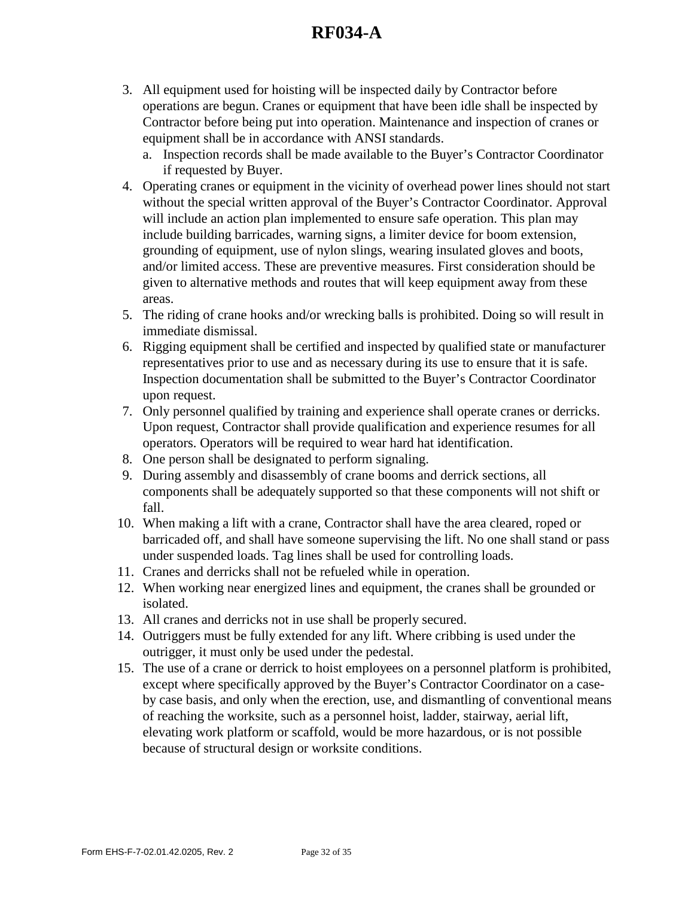3. All equipment used for hoisting will be inspected daily by Contractor before operations are begun. Cranes or equipment that have been idle shall be inspected by Contractor before being put into operation. Maintenance and inspection of cranes or equipment shall be in accordance with ANSI standards.
   a. Inspection records shall be made available to the Buyer’s Contractor Coordinator if requested by Buyer.
4. Operating cranes or equipment in the vicinity of overhead power lines should not start without the special written approval of the Buyer’s Contractor Coordinator. Approval will include an action plan implemented to ensure safe operation. This plan may include building barricades, warning signs, a limiter device for boom extension, grounding of equipment, use of nylon slings, wearing insulated gloves and boots, and/or limited access. These are preventive measures. First consideration should be given to alternative methods and routes that will keep equipment away from these areas.
5. The riding of crane hooks and/or wrecking balls is prohibited. Doing so will result in immediate dismissal.
6. Rigging equipment shall be certified and inspected by qualified state or manufacturer representatives prior to use and as necessary during its use to ensure that it is safe. Inspection documentation shall be submitted to the Buyer’s Contractor Coordinator upon request.
7. Only personnel qualified by training and experience shall operate cranes or derricks. Upon request, Contractor shall provide qualification and experience resumes for all operators. Operators will be required to wear hard hat identification.
8. One person shall be designated to perform signaling.
9. During assembly and disassembly of crane booms and derrick sections, all components shall be adequately supported so that these components will not shift or fall.
10. When making a lift with a crane, Contractor shall have the area cleared, roped or barricaded off, and shall have someone supervising the lift. No one shall stand or pass under suspended loads. Tag lines shall be used for controlling loads.
11. Cranes and derricks shall not be refueled while in operation.
12. When working near energized lines and equipment, the cranes shall be grounded or isolated.
13. All cranes and derricks not in use shall be properly secured.
14. Outriggers must be fully extended for any lift. Where cribbing is used under the outrigger, it must only be used under the pedestal.
15. The use of a crane or derrick to hoist employees on a personnel platform is prohibited, except where specifically approved by the Buyer’s Contractor Coordinator on a case-by case basis, and only when the erection, use, and dismantling of conventional means of reaching the worksite, such as a personnel hoist, ladder, stairway, aerial lift, elevating work platform or scaffold, would be more hazardous, or is not possible because of structural design or worksite conditions.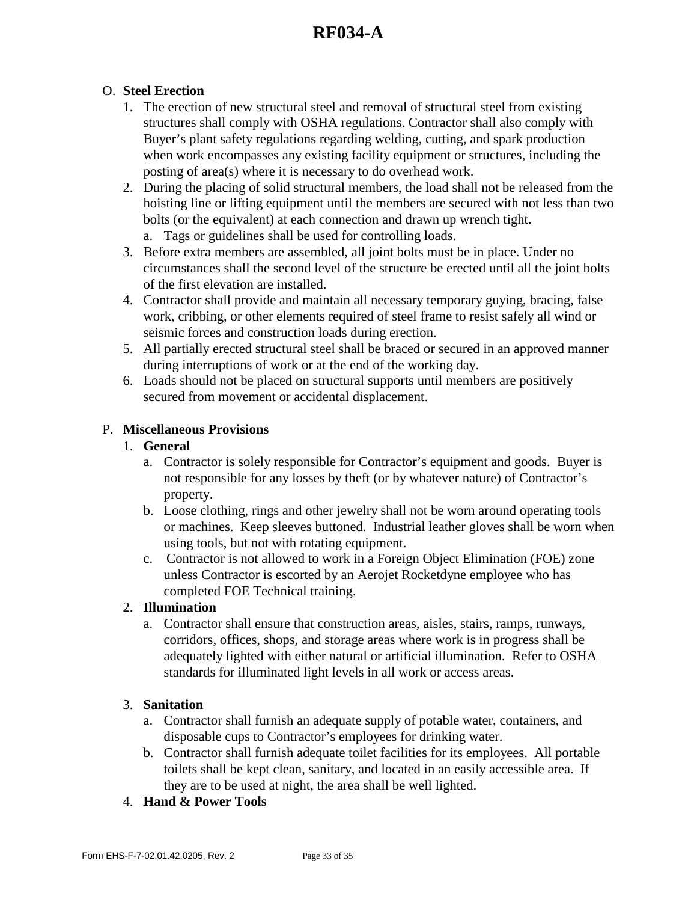O. **Steel Erection**

1. The erection of new structural steel and removal of structural steel from existing structures shall comply with OSHA regulations. Contractor shall also comply with Buyer's plant safety regulations regarding welding, cutting, and spark production when work encompasses any existing facility equipment or structures, including the posting of area(s) where it is necessary to do overhead work.
2. During the placing of solid structural members, the load shall not be released from the hoisting line or lifting equipment until the members are secured with not less than two bolts (or the equivalent) at each connection and drawn up wrench tight.
   a. Tags or guidelines shall be used for controlling loads.
3. Before extra members are assembled, all joint bolts must be in place. Under no circumstances shall the second level of the structure be erected until all the joint bolts of the first elevation are installed.
4. Contractor shall provide and maintain all necessary temporary guying, bracing, false work, cribbing, or other elements required of steel frame to resist safely all wind or seismic forces and construction loads during erection.
5. All partially erected structural steel shall be braced or secured in an approved manner during interruptions of work or at the end of the working day.
6. Loads should not be placed on structural supports until members are positively secured from movement or accidental displacement.

P. **Miscellaneous Provisions**

1. **General**
   a. Contractor is solely responsible for Contractor's equipment and goods. Buyer is not responsible for any losses by theft (or by whatever nature) of Contractor's property.
   b. Loose clothing, rings and other jewelry shall not be worn around operating tools or machines. Keep sleeves buttoned. Industrial leather gloves shall be worn when using tools, but not with rotating equipment.
   c. Contractor is not allowed to work in a Foreign Object Elimination (FOE) zone unless Contractor is escorted by an Aerojet Rocketdyne employee who has completed FOE Technical training.
2. **Illumination**
   a. Contractor shall ensure that construction areas, aisles, stairs, ramps, runways, corridors, offices, shops, and storage areas where work is in progress shall be adequately lighted with either natural or artificial illumination. Refer to OSHA standards for illuminated light levels in all work or access areas.
3. **Sanitation**
   a. Contractor shall furnish an adequate supply of potable water, containers, and disposable cups to Contractor's employees for drinking water.
   b. Contractor shall furnish adequate toilet facilities for its employees. All portable toilets shall be kept clean, sanitary, and located in an easily accessible area. If they are to be used at night, the area shall be well lighted.
4. **Hand & Power Tools**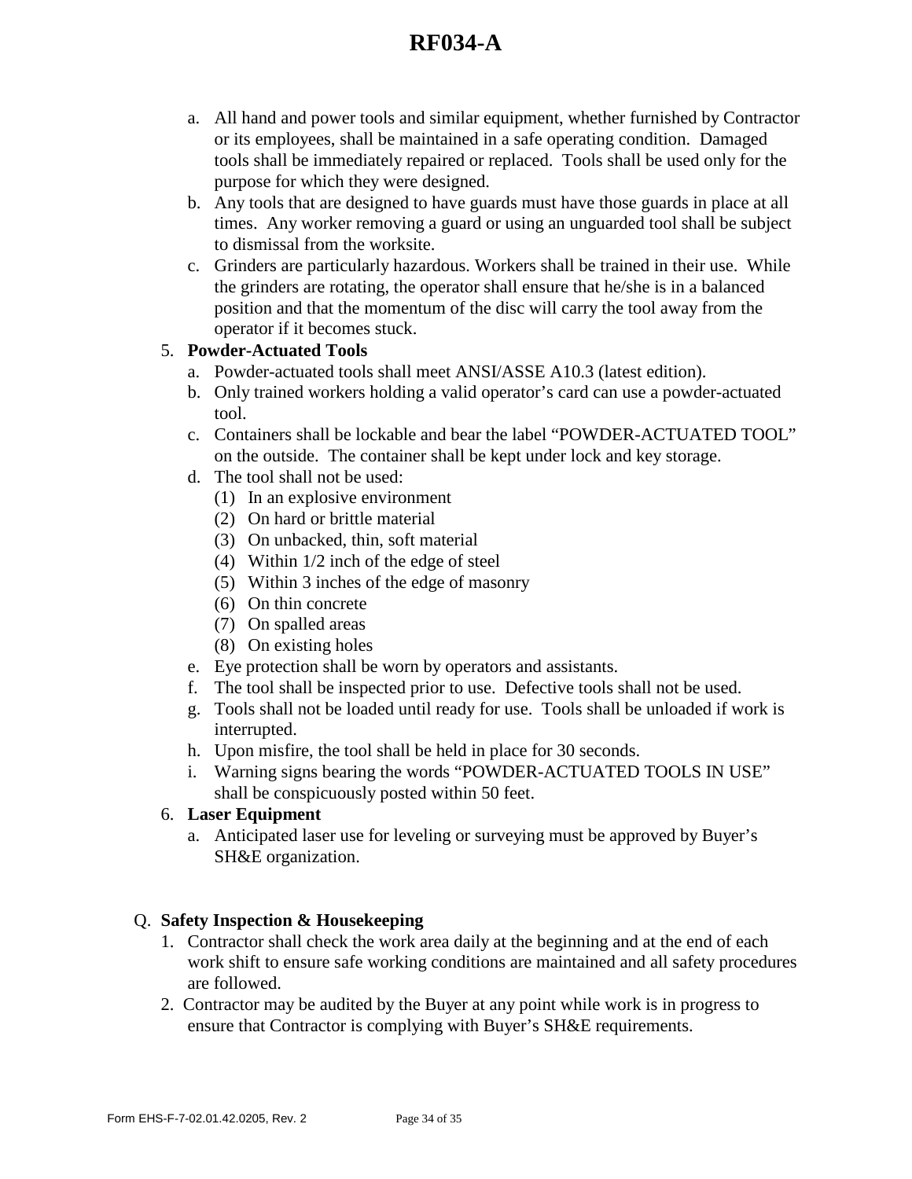a. All hand and power tools and similar equipment, whether furnished by Contractor or its employees, shall be maintained in a safe operating condition. Damaged tools shall be immediately repaired or replaced. Tools shall be used only for the purpose for which they were designed.

b. Any tools that are designed to have guards must have those guards in place at all times. Any worker removing a guard or using an unguarded tool shall be subject to dismissal from the worksite.

c. Grinders are particularly hazardous. Workers shall be trained in their use. While the grinders are rotating, the operator shall ensure that he/she is in a balanced position and that the momentum of the disc will carry the tool away from the operator if it becomes stuck.

5. **Powder-Actuated Tools**

   a. Powder-actuated tools shall meet ANSI/ASSE A10.3 (latest edition).

   b. Only trained workers holding a valid operator's card can use a powder-actuated tool.

   c. Containers shall be lockable and bear the label "POWDER-ACTUATED TOOL" on the outside. The container shall be kept under lock and key storage.

   d. The tool shall not be used:
      (1) In an explosive environment
      (2) On hard or brittle material
      (3) On unbacked, thin, soft material
      (4) Within 1/2 inch of the edge of steel
      (5) Within 3 inches of the edge of masonry
      (6) On thin concrete
      (7) On spalled areas
      (8) On existing holes

   e. Eye protection shall be worn by operators and assistants.

   f. The tool shall be inspected prior to use. Defective tools shall not be used.

   g. Tools shall not be loaded until ready for use. Tools shall be unloaded if work is interrupted.

   h. Upon misfire, the tool shall be held in place for 30 seconds.

   i. Warning signs bearing the words "POWDER-ACTUATED TOOLS IN USE" shall be conspicuously posted within 50 feet.

6. **Laser Equipment**

   a. Anticipated laser use for leveling or surveying must be approved by Buyer's SH&E organization.

Q. **Safety Inspection & Housekeeping**

1. Contractor shall check the work area daily at the beginning and at the end of each work shift to ensure safe working conditions are maintained and all safety procedures are followed.
2. Contractor may be audited by the Buyer at any point while work is in progress to ensure that Contractor is complying with Buyer's SH&E requirements.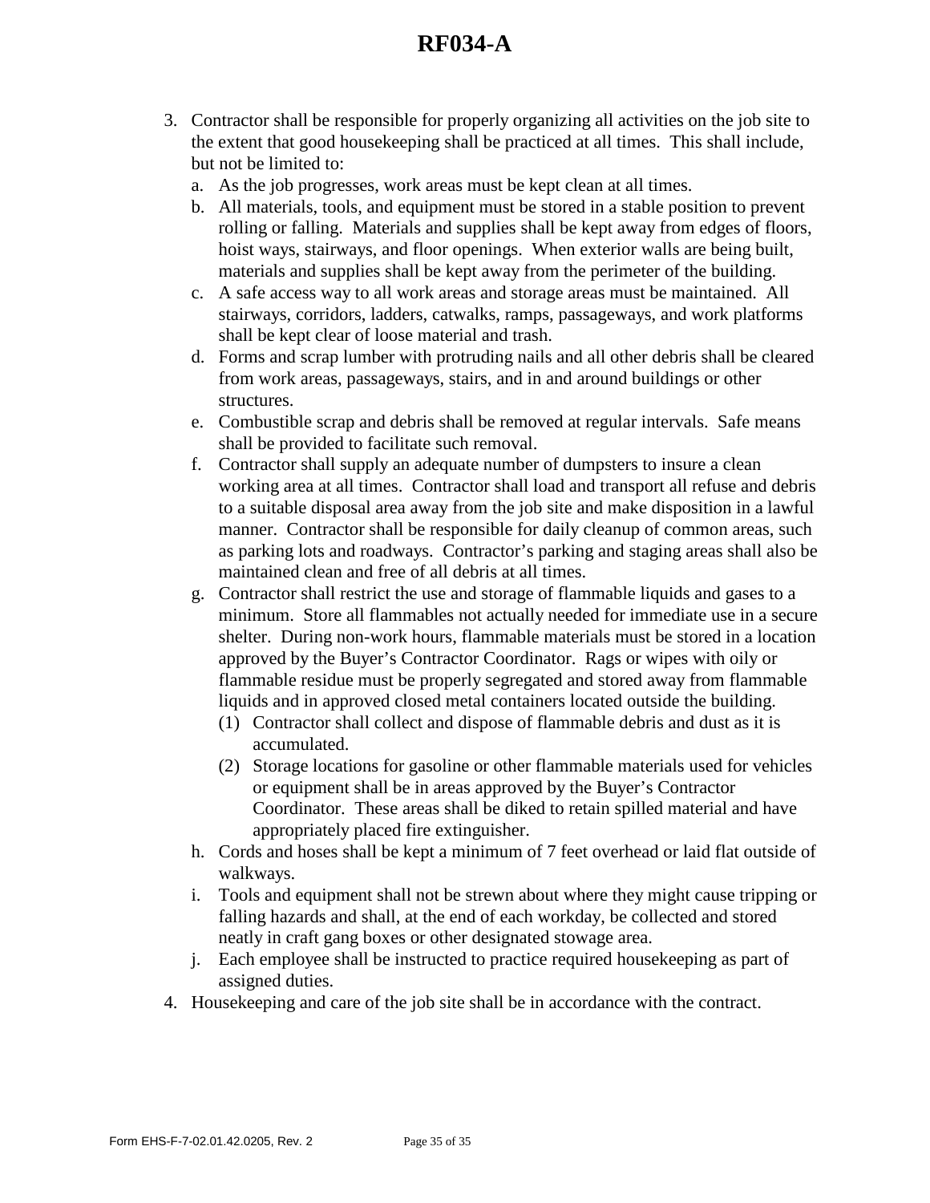3. Contractor shall be responsible for properly organizing all activities on the job site to the extent that good housekeeping shall be practiced at all times. This shall include, but not be limited to:
   a. As the job progresses, work areas must be kept clean at all times.
   b. All materials, tools, and equipment must be stored in a stable position to prevent rolling or falling. Materials and supplies shall be kept away from edges of floors, hoist ways, stairways, and floor openings. When exterior walls are being built, materials and supplies shall be kept away from the perimeter of the building.
   c. A safe access way to all work areas and storage areas must be maintained. All stairways, corridors, ladders, catwalks, ramps, passageways, and work platforms shall be kept clear of loose material and trash.
   d. Forms and scrap lumber with protruding nails and all other debris shall be cleared from work areas, passageways, stairs, and in and around buildings or other structures.
   e. Combustible scrap and debris shall be removed at regular intervals. Safe means shall be provided to facilitate such removal.
   f. Contractor shall supply an adequate number of dumpsters to insure a clean working area at all times. Contractor shall load and transport all refuse and debris to a suitable disposal area away from the job site and make disposition in a lawful manner. Contractor shall be responsible for daily cleanup of common areas, such as parking lots and roadways. Contractor's parking and staging areas shall also be maintained clean and free of all debris at all times.
   g. Contractor shall restrict the use and storage of flammable liquids and gases to a minimum. Store all flammables not actually needed for immediate use in a secure shelter. During non-work hours, flammable materials must be stored in a location approved by the Buyer's Contractor Coordinator. Rags or wipes with oily or flammable residue must be properly segregated and stored away from flammable liquids and in approved closed metal containers located outside the building.
      (1) Contractor shall collect and dispose of flammable debris and dust as it is accumulated.
      (2) Storage locations for gasoline or other flammable materials used for vehicles or equipment shall be in areas approved by the Buyer's Contractor Coordinator. These areas shall be diked to retain spilled material and have appropriately placed fire extinguisher.
   h. Cords and hoses shall be kept a minimum of 7 feet overhead or laid flat outside of walkways.
   i. Tools and equipment shall not be strewn about where they might cause tripping or falling hazards and shall, at the end of each workday, be collected and stored neatly in craft gang boxes or other designated stowage area.
   j. Each employee shall be instructed to practice required housekeeping as part of assigned duties.
4. Housekeeping and care of the job site shall be in accordance with the contract.